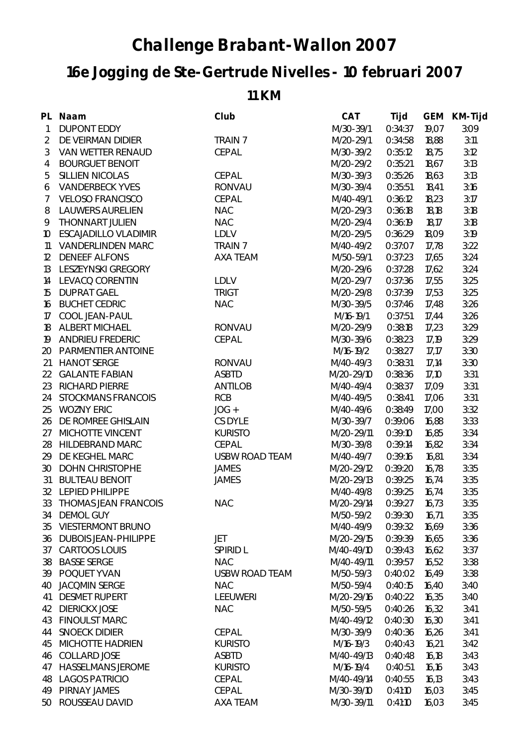# Challenge Brabant-Wallon 2007

## 16e Jogging de Ste-Gertrude Nivelles - 10 februari 2007

### 11 KM

| PL | Naam | Club | CAT | Tijd | GEM | KM-Tijd |
|---|---|---|---|---|---|---|
| 1 | DUPONT EDDY | | M/30-39/1 | 0:34:37 | 19,07 | 3:09 |
| 2 | DE VEIRMAN DIDIER | TRAIN 7 | M/20-29/1 | 0:34:58 | 18,88 | 3:11 |
| 3 | VAN WETTER RENAUD | CEPAL | M/30-39/2 | 0:35:12 | 18,75 | 3:12 |
| 4 | BOURGUET BENOIT | | M/20-29/2 | 0:35:21 | 18,67 | 3:13 |
| 5 | SILLIEN NICOLAS | CEPAL | M/30-39/3 | 0:35:26 | 18,63 | 3:13 |
| 6 | VANDERBECK YVES | RONVAU | M/30-39/4 | 0:35:51 | 18,41 | 3:16 |
| 7 | VELOSO FRANCISCO | CEPAL | M/40-49/1 | 0:36:12 | 18,23 | 3:17 |
| 8 | LAUWERS AURELIEN | NAC | M/20-29/3 | 0:36:18 | 18,18 | 3:18 |
| 9 | THONNART JULIEN | NAC | M/20-29/4 | 0:36:19 | 18,17 | 3:18 |
| 10 | ESCAJADILLO VLADIMIR | LDLV | M/20-29/5 | 0:36:29 | 18,09 | 3:19 |
| 11 | VANDERLINDEN MARC | TRAIN 7 | M/40-49/2 | 0:37:07 | 17,78 | 3:22 |
| 12 | DENEEF ALFONS | AXA TEAM | M/50-59/1 | 0:37:23 | 17,65 | 3:24 |
| 13 | LESZEYNSKI GREGORY | | M/20-29/6 | 0:37:28 | 17,62 | 3:24 |
| 14 | LEVACQ CORENTIN | LDLV | M/20-29/7 | 0:37:36 | 17,55 | 3:25 |
| 15 | DUPRAT GAEL | TRIGT | M/20-29/8 | 0:37:39 | 17,53 | 3:25 |
| 16 | BUCHET CEDRIC | NAC | M/30-39/5 | 0:37:46 | 17,48 | 3:26 |
| 17 | COOL JEAN-PAUL | | M/16-19/1 | 0:37:51 | 17,44 | 3:26 |
| 18 | ALBERT MICHAEL | RONVAU | M/20-29/9 | 0:38:18 | 17,23 | 3:29 |
| 19 | ANDRIEU FREDERIC | CEPAL | M/30-39/6 | 0:38:23 | 17,19 | 3:29 |
| 20 | PARMENTIER ANTOINE | | M/16-19/2 | 0:38:27 | 17,17 | 3:30 |
| 21 | HANOT SERGE | RONVAU | M/40-49/3 | 0:38:31 | 17,14 | 3:30 |
| 22 | GALANTE FABIAN | ASBTD | M/20-29/10 | 0:38:36 | 17,10 | 3:31 |
| 23 | RICHARD PIERRE | ANTILOB | M/40-49/4 | 0:38:37 | 17,09 | 3:31 |
| 24 | STOCKMANS FRANCOIS | RCB | M/40-49/5 | 0:38:41 | 17,06 | 3:31 |
| 25 | WOZNY ERIC | JOG + | M/40-49/6 | 0:38:49 | 17,00 | 3:32 |
| 26 | DE ROMREE GHISLAIN | CS DYLE | M/30-39/7 | 0:39:06 | 16,88 | 3:33 |
| 27 | MICHOTTE VINCENT | KURISTO | M/20-29/11 | 0:39:10 | 16,85 | 3:34 |
| 28 | HILDEBRAND MARC | CEPAL | M/30-39/8 | 0:39:14 | 16,82 | 3:34 |
| 29 | DE KEGHEL MARC | USBW ROAD TEAM | M/40-49/7 | 0:39:16 | 16,81 | 3:34 |
| 30 | DOHN CHRISTOPHE | JAMES | M/20-29/12 | 0:39:20 | 16,78 | 3:35 |
| 31 | BULTEAU BENOIT | JAMES | M/20-29/13 | 0:39:25 | 16,74 | 3:35 |
| 32 | LEPIED PHILIPPE | | M/40-49/8 | 0:39:25 | 16,74 | 3:35 |
| 33 | THOMAS JEAN FRANCOIS | NAC | M/20-29/14 | 0:39:27 | 16,73 | 3:35 |
| 34 | DEMOL GUY | | M/50-59/2 | 0:39:30 | 16,71 | 3:35 |
| 35 | VIESTERMONT BRUNO | | M/40-49/9 | 0:39:32 | 16,69 | 3:36 |
| 36 | DUBOIS JEAN-PHILIPPE | JET | M/20-29/15 | 0:39:39 | 16,65 | 3:36 |
| 37 | CARTOOS LOUIS | SPIRID L | M/40-49/10 | 0:39:43 | 16,62 | 3:37 |
| 38 | BASSE SERGE | NAC | M/40-49/11 | 0:39:57 | 16,52 | 3:38 |
| 39 | POQUET YVAN | USBW ROAD TEAM | M/50-59/3 | 0:40:02 | 16,49 | 3:38 |
| 40 | JACQMIN SERGE | NAC | M/50-59/4 | 0:40:15 | 16,40 | 3:40 |
| 41 | DESMET RUPERT | LEEUWERI | M/20-29/16 | 0:40:22 | 16,35 | 3:40 |
| 42 | DIERICKX JOSE | NAC | M/50-59/5 | 0:40:26 | 16,32 | 3:41 |
| 43 | FINOULST MARC | | M/40-49/12 | 0:40:30 | 16,30 | 3:41 |
| 44 | SNOECK DIDIER | CEPAL | M/30-39/9 | 0:40:36 | 16,26 | 3:41 |
| 45 | MICHOTTE HADRIEN | KURISTO | M/16-19/3 | 0:40:43 | 16,21 | 3:42 |
| 46 | COLLARD JOSE | ASBTD | M/40-49/13 | 0:40:48 | 16,18 | 3:43 |
| 47 | HASSELMANS JEROME | KURISTO | M/16-19/4 | 0:40:51 | 16,16 | 3:43 |
| 48 | LAGOS PATRICIO | CEPAL | M/40-49/14 | 0:40:55 | 16,13 | 3:43 |
| 49 | PIRNAY JAMES | CEPAL | M/30-39/10 | 0:41:10 | 16,03 | 3:45 |
| 50 | ROUSSEAU DAVID | AXA TEAM | M/30-39/11 | 0:41:10 | 16,03 | 3:45 |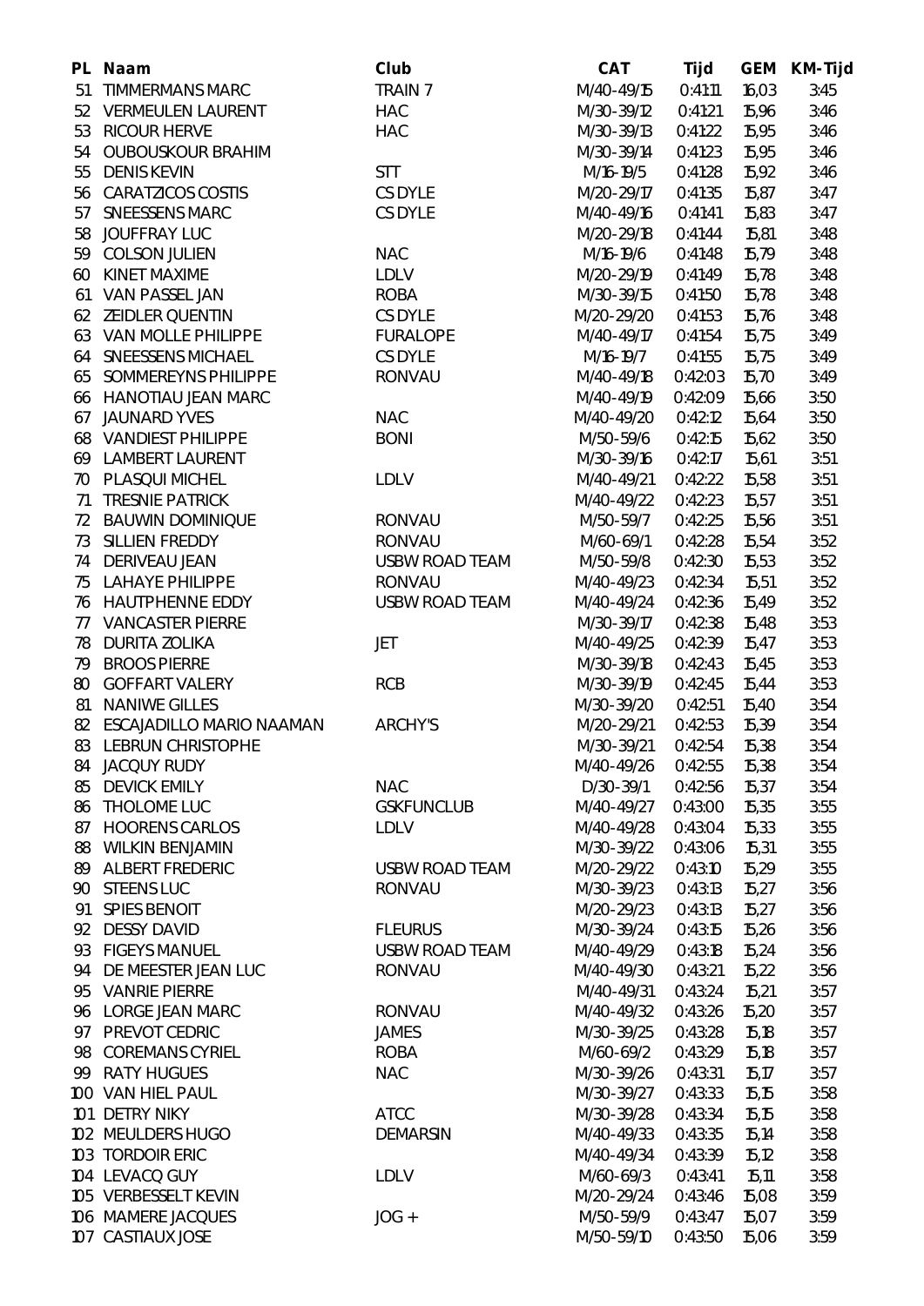| PL | Naam | Club | CAT | Tijd | GEM | KM-Tijd |
|---|---|---|---|---|---|---|
| 51 | TIMMERMANS MARC | TRAIN 7 | M/40-49/15 | 0:41:11 | 16,03 | 3:45 |
| 52 | VERMEULEN LAURENT | HAC | M/30-39/12 | 0:41:21 | 15,96 | 3:46 |
| 53 | RICOUR HERVE | HAC | M/30-39/13 | 0:41:22 | 15,95 | 3:46 |
| 54 | OUBOUSKOUR BRAHIM | | M/30-39/14 | 0:41:23 | 15,95 | 3:46 |
| 55 | DENIS KEVIN | STT | M/16-19/5 | 0:41:28 | 15,92 | 3:46 |
| 56 | CARATZICOS COSTIS | CS DYLE | M/20-29/17 | 0:41:35 | 15,87 | 3:47 |
| 57 | SNEESSENS MARC | CS DYLE | M/40-49/16 | 0:41:41 | 15,83 | 3:47 |
| 58 | JOUFFRAY LUC | | M/20-29/18 | 0:41:44 | 15,81 | 3:48 |
| 59 | COLSON JULIEN | NAC | M/16-19/6 | 0:41:48 | 15,79 | 3:48 |
| 60 | KINET MAXIME | LDLV | M/20-29/19 | 0:41:49 | 15,78 | 3:48 |
| 61 | VAN PASSEL JAN | ROBA | M/30-39/15 | 0:41:50 | 15,78 | 3:48 |
| 62 | ZEIDLER QUENTIN | CS DYLE | M/20-29/20 | 0:41:53 | 15,76 | 3:48 |
| 63 | VAN MOLLE PHILIPPE | FURALOPE | M/40-49/17 | 0:41:54 | 15,75 | 3:49 |
| 64 | SNEESSENS MICHAEL | CS DYLE | M/16-19/7 | 0:41:55 | 15,75 | 3:49 |
| 65 | SOMMEREYNS PHILIPPE | RONVAU | M/40-49/18 | 0:42:03 | 15,70 | 3:49 |
| 66 | HANOTIAU JEAN MARC | | M/40-49/19 | 0:42:09 | 15,66 | 3:50 |
| 67 | JAUNARD YVES | NAC | M/40-49/20 | 0:42:12 | 15,64 | 3:50 |
| 68 | VANDIEST PHILIPPE | BONI | M/50-59/6 | 0:42:15 | 15,62 | 3:50 |
| 69 | LAMBERT LAURENT | | M/30-39/16 | 0:42:17 | 15,61 | 3:51 |
| 70 | PLASQUI MICHEL | LDLV | M/40-49/21 | 0:42:22 | 15,58 | 3:51 |
| 71 | TRESNIE PATRICK | | M/40-49/22 | 0:42:23 | 15,57 | 3:51 |
| 72 | BAUWIN DOMINIQUE | RONVAU | M/50-59/7 | 0:42:25 | 15,56 | 3:51 |
| 73 | SILLIEN FREDDY | RONVAU | M/60-69/1 | 0:42:28 | 15,54 | 3:52 |
| 74 | DERIVEAU JEAN | USBW ROAD TEAM | M/50-59/8 | 0:42:30 | 15,53 | 3:52 |
| 75 | LAHAYE PHILIPPE | RONVAU | M/40-49/23 | 0:42:34 | 15,51 | 3:52 |
| 76 | HAUTPHENNE EDDY | USBW ROAD TEAM | M/40-49/24 | 0:42:36 | 15,49 | 3:52 |
| 77 | VANCASTER PIERRE | | M/30-39/17 | 0:42:38 | 15,48 | 3:53 |
| 78 | DURITA ZOLIKA | JET | M/40-49/25 | 0:42:39 | 15,47 | 3:53 |
| 79 | BROOS PIERRE | | M/30-39/18 | 0:42:43 | 15,45 | 3:53 |
| 80 | GOFFART VALERY | RCB | M/30-39/19 | 0:42:45 | 15,44 | 3:53 |
| 81 | NANIWE GILLES | | M/30-39/20 | 0:42:51 | 15,40 | 3:54 |
| 82 | ESCAJADILLO MARIO NAAMAN | ARCHY'S | M/20-29/21 | 0:42:53 | 15,39 | 3:54 |
| 83 | LEBRUN CHRISTOPHE | | M/30-39/21 | 0:42:54 | 15,38 | 3:54 |
| 84 | JACQUY RUDY | | M/40-49/26 | 0:42:55 | 15,38 | 3:54 |
| 85 | DEVICK EMILY | NAC | D/30-39/1 | 0:42:56 | 15,37 | 3:54 |
| 86 | THOLOME LUC | GSKFUNCLUB | M/40-49/27 | 0:43:00 | 15,35 | 3:55 |
| 87 | HOORENS CARLOS | LDLV | M/40-49/28 | 0:43:04 | 15,33 | 3:55 |
| 88 | WILKIN BENJAMIN | | M/30-39/22 | 0:43:06 | 15,31 | 3:55 |
| 89 | ALBERT FREDERIC | USBW ROAD TEAM | M/20-29/22 | 0:43:10 | 15,29 | 3:55 |
| 90 | STEENS LUC | RONVAU | M/30-39/23 | 0:43:13 | 15,27 | 3:56 |
| 91 | SPIES BENOIT | | M/20-29/23 | 0:43:13 | 15,27 | 3:56 |
| 92 | DESSY DAVID | FLEURUS | M/30-39/24 | 0:43:15 | 15,26 | 3:56 |
| 93 | FIGEYS MANUEL | USBW ROAD TEAM | M/40-49/29 | 0:43:18 | 15,24 | 3:56 |
| 94 | DE MEESTER JEAN LUC | RONVAU | M/40-49/30 | 0:43:21 | 15,22 | 3:56 |
| 95 | VANRIE PIERRE | | M/40-49/31 | 0:43:24 | 15,21 | 3:57 |
| 96 | LORGE JEAN MARC | RONVAU | M/40-49/32 | 0:43:26 | 15,20 | 3:57 |
| 97 | PREVOT CEDRIC | JAMES | M/30-39/25 | 0:43:28 | 15,18 | 3:57 |
| 98 | COREMANS CYRIEL | ROBA | M/60-69/2 | 0:43:29 | 15,18 | 3:57 |
| 99 | RATY HUGUES | NAC | M/30-39/26 | 0:43:31 | 15,17 | 3:57 |
| 100 | VAN HIEL PAUL | | M/30-39/27 | 0:43:33 | 15,15 | 3:58 |
| 101 | DETRY NIKY | ATCC | M/30-39/28 | 0:43:34 | 15,15 | 3:58 |
| 102 | MEULDERS HUGO | DEMARSIN | M/40-49/33 | 0:43:35 | 15,14 | 3:58 |
| 103 | TORDOIR ERIC | | M/40-49/34 | 0:43:39 | 15,12 | 3:58 |
| 104 | LEVACQ GUY | LDLV | M/60-69/3 | 0:43:41 | 15,11 | 3:58 |
| 105 | VERBESSELT KEVIN | | M/20-29/24 | 0:43:46 | 15,08 | 3:59 |
| 106 | MAMERE JACQUES | JOG + | M/50-59/9 | 0:43:47 | 15,07 | 3:59 |
| 107 | CASTIAUX JOSE | | M/50-59/10 | 0:43:50 | 15,06 | 3:59 |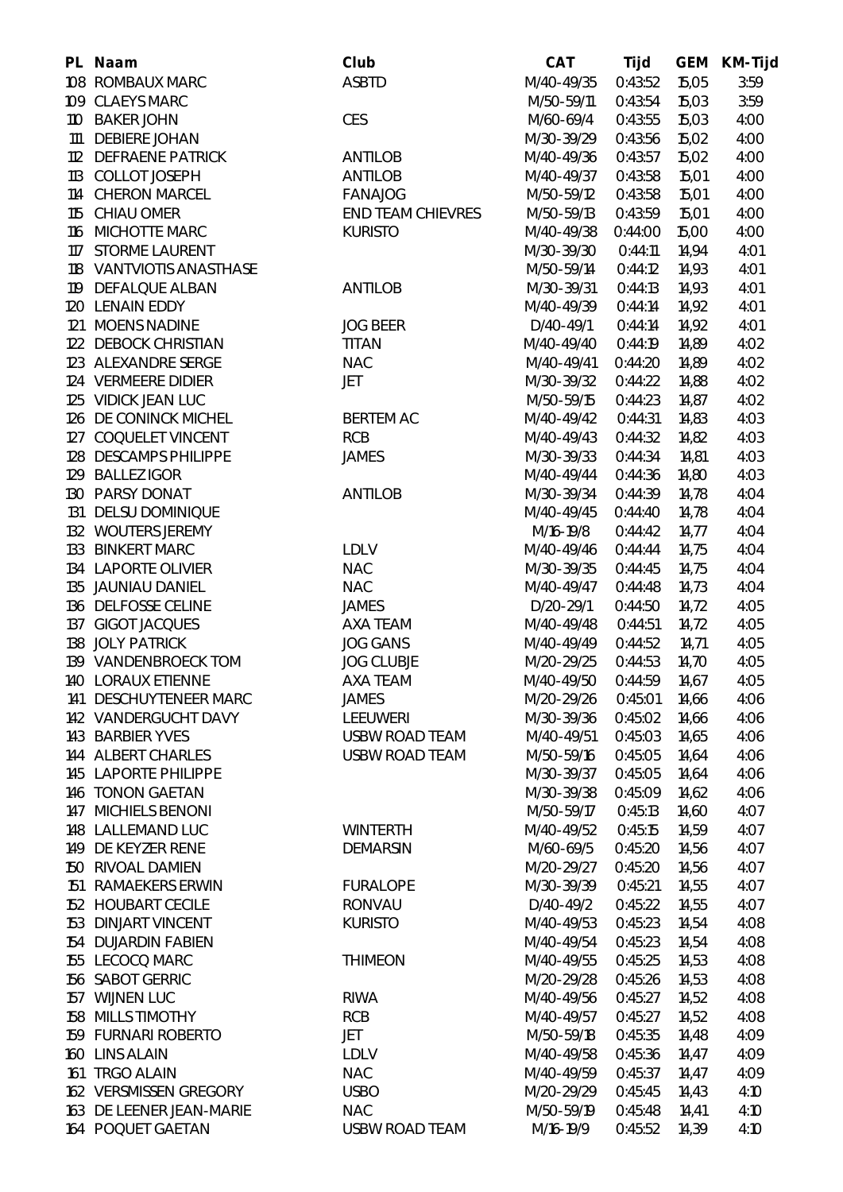| PL | Naam | Club | CAT | Tijd | GEM | KM-Tijd |
|---|---|---|---|---|---|---|
| 108 | ROMBAUX MARC | ASBTD | M/40-49/35 | 0:43:52 | 15,05 | 3:59 |
| 109 | CLAEYS MARC | | M/50-59/11 | 0:43:54 | 15,03 | 3:59 |
| 110 | BAKER JOHN | CES | M/60-69/4 | 0:43:55 | 15,03 | 4:00 |
| 111 | DEBIERE JOHAN | | M/30-39/29 | 0:43:56 | 15,02 | 4:00 |
| 112 | DEFRAENE PATRICK | ANTILOB | M/40-49/36 | 0:43:57 | 15,02 | 4:00 |
| 113 | COLLOT JOSEPH | ANTILOB | M/40-49/37 | 0:43:58 | 15,01 | 4:00 |
| 114 | CHERON MARCEL | FANAJOG | M/50-59/12 | 0:43:58 | 15,01 | 4:00 |
| 115 | CHIAU OMER | END TEAM CHIEVRES | M/50-59/13 | 0:43:59 | 15,01 | 4:00 |
| 116 | MICHOTTE MARC | KURISTO | M/40-49/38 | 0:44:00 | 15,00 | 4:00 |
| 117 | STORME LAURENT | | M/30-39/30 | 0:44:11 | 14,94 | 4:01 |
| 118 | VANTVIOTIS ANASTHASE | | M/50-59/14 | 0:44:12 | 14,93 | 4:01 |
| 119 | DEFALQUE ALBAN | ANTILOB | M/30-39/31 | 0:44:13 | 14,93 | 4:01 |
| 120 | LENAIN EDDY | | M/40-49/39 | 0:44:14 | 14,92 | 4:01 |
| 121 | MOENS NADINE | JOG BEER | D/40-49/1 | 0:44:14 | 14,92 | 4:01 |
| 122 | DEBOCK CHRISTIAN | TITAN | M/40-49/40 | 0:44:19 | 14,89 | 4:02 |
| 123 | ALEXANDRE SERGE | NAC | M/40-49/41 | 0:44:20 | 14,89 | 4:02 |
| 124 | VERMEERE DIDIER | JET | M/30-39/32 | 0:44:22 | 14,88 | 4:02 |
| 125 | VIDICK JEAN LUC | | M/50-59/15 | 0:44:23 | 14,87 | 4:02 |
| 126 | DE CONINCK MICHEL | BERTEM AC | M/40-49/42 | 0:44:31 | 14,83 | 4:03 |
| 127 | COQUELET VINCENT | RCB | M/40-49/43 | 0:44:32 | 14,82 | 4:03 |
| 128 | DESCAMPS PHILIPPE | JAMES | M/30-39/33 | 0:44:34 | 14,81 | 4:03 |
| 129 | BALLEZ IGOR | | M/40-49/44 | 0:44:36 | 14,80 | 4:03 |
| 130 | PARSY DONAT | ANTILOB | M/30-39/34 | 0:44:39 | 14,78 | 4:04 |
| 131 | DELSU DOMINIQUE | | M/40-49/45 | 0:44:40 | 14,78 | 4:04 |
| 132 | WOUTERS JEREMY | | M/16-19/8 | 0:44:42 | 14,77 | 4:04 |
| 133 | BINKERT MARC | LDLV | M/40-49/46 | 0:44:44 | 14,75 | 4:04 |
| 134 | LAPORTE OLIVIER | NAC | M/30-39/35 | 0:44:45 | 14,75 | 4:04 |
| 135 | JAUNIAU DANIEL | NAC | M/40-49/47 | 0:44:48 | 14,73 | 4:04 |
| 136 | DELFOSSE CELINE | JAMES | D/20-29/1 | 0:44:50 | 14,72 | 4:05 |
| 137 | GIGOT JACQUES | AXA TEAM | M/40-49/48 | 0:44:51 | 14,72 | 4:05 |
| 138 | JOLY PATRICK | JOG GANS | M/40-49/49 | 0:44:52 | 14,71 | 4:05 |
| 139 | VANDENBROECK TOM | JOG CLUBJE | M/20-29/25 | 0:44:53 | 14,70 | 4:05 |
| 140 | LORAUX ETIENNE | AXA TEAM | M/40-49/50 | 0:44:59 | 14,67 | 4:05 |
| 141 | DESCHUYTENEER MARC | JAMES | M/20-29/26 | 0:45:01 | 14,66 | 4:06 |
| 142 | VANDERGUCHT DAVY | LEEUWERI | M/30-39/36 | 0:45:02 | 14,66 | 4:06 |
| 143 | BARBIER YVES | USBW ROAD TEAM | M/40-49/51 | 0:45:03 | 14,65 | 4:06 |
| 144 | ALBERT CHARLES | USBW ROAD TEAM | M/50-59/16 | 0:45:05 | 14,64 | 4:06 |
| 145 | LAPORTE PHILIPPE | | M/30-39/37 | 0:45:05 | 14,64 | 4:06 |
| 146 | TONON GAETAN | | M/30-39/38 | 0:45:09 | 14,62 | 4:06 |
| 147 | MICHIELS BENONI | | M/50-59/17 | 0:45:13 | 14,60 | 4:07 |
| 148 | LALLEMAND LUC | WINTERTH | M/40-49/52 | 0:45:15 | 14,59 | 4:07 |
| 149 | DE KEYZER RENE | DEMARSIN | M/60-69/5 | 0:45:20 | 14,56 | 4:07 |
| 150 | RIVOAL DAMIEN | | M/20-29/27 | 0:45:20 | 14,56 | 4:07 |
| 151 | RAMAEKERS ERWIN | FURALOPE | M/30-39/39 | 0:45:21 | 14,55 | 4:07 |
| 152 | HOUBART CECILE | RONVAU | D/40-49/2 | 0:45:22 | 14,55 | 4:07 |
| 153 | DINJART VINCENT | KURISTO | M/40-49/53 | 0:45:23 | 14,54 | 4:08 |
| 154 | DUJARDIN FABIEN | | M/40-49/54 | 0:45:23 | 14,54 | 4:08 |
| 155 | LECOCQ MARC | THIMEON | M/40-49/55 | 0:45:25 | 14,53 | 4:08 |
| 156 | SABOT GERRIC | | M/20-29/28 | 0:45:26 | 14,53 | 4:08 |
| 157 | WIJNEN LUC | RIWA | M/40-49/56 | 0:45:27 | 14,52 | 4:08 |
| 158 | MILLS TIMOTHY | RCB | M/40-49/57 | 0:45:27 | 14,52 | 4:08 |
| 159 | FURNARI ROBERTO | JET | M/50-59/18 | 0:45:35 | 14,48 | 4:09 |
| 160 | LINS ALAIN | LDLV | M/40-49/58 | 0:45:36 | 14,47 | 4:09 |
| 161 | TRGO ALAIN | NAC | M/40-49/59 | 0:45:37 | 14,47 | 4:09 |
| 162 | VERSMISSEN GREGORY | USBO | M/20-29/29 | 0:45:45 | 14,43 | 4:10 |
| 163 | DE LEENER JEAN-MARIE | NAC | M/50-59/19 | 0:45:48 | 14,41 | 4:10 |
| 164 | POQUET GAETAN | USBW ROAD TEAM | M/16-19/9 | 0:45:52 | 14,39 | 4:10 |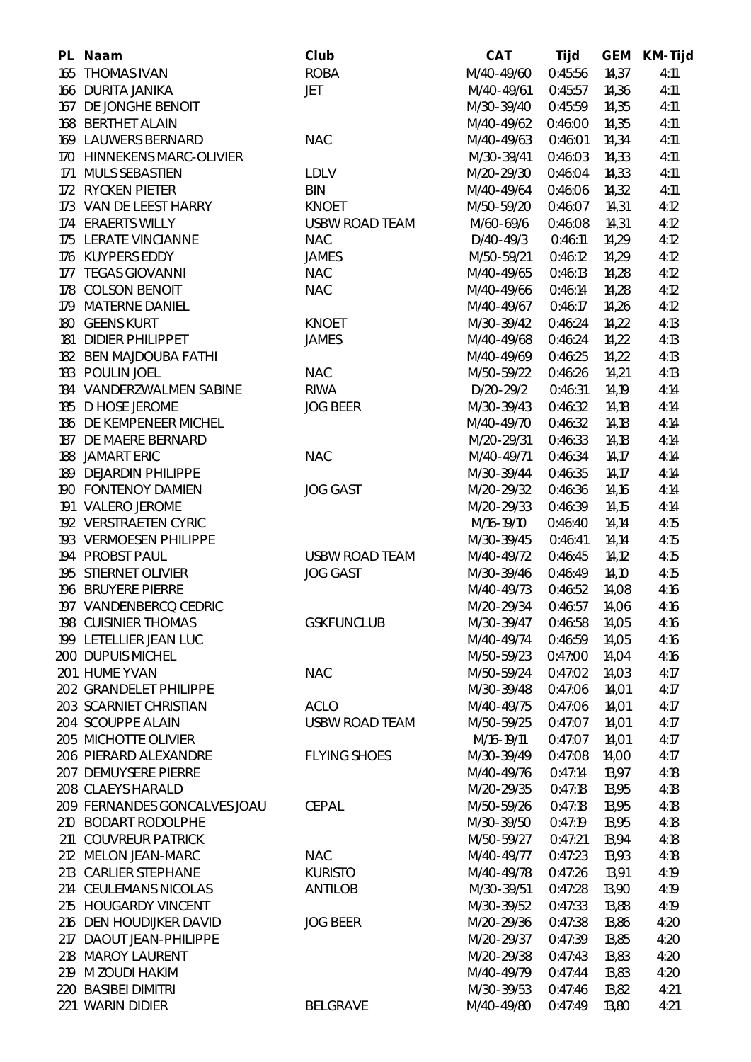| PL | Naam | Club | CAT | Tijd | GEM | KM-Tijd |
|---|---|---|---|---|---|---|
| 165 | THOMAS IVAN | ROBA | M/40-49/60 | 0:45:56 | 14,37 | 4:11 |
| 166 | DURITA JANIKA | JET | M/40-49/61 | 0:45:57 | 14,36 | 4:11 |
| 167 | DE JONGHE BENOIT | | M/30-39/40 | 0:45:59 | 14,35 | 4:11 |
| 168 | BERTHET ALAIN | | M/40-49/62 | 0:46:00 | 14,35 | 4:11 |
| 169 | LAUWERS BERNARD | NAC | M/40-49/63 | 0:46:01 | 14,34 | 4:11 |
| 170 | HINNEKENS MARC-OLIVIER | | M/30-39/41 | 0:46:03 | 14,33 | 4:11 |
| 171 | MULS SEBASTIEN | LDLV | M/20-29/30 | 0:46:04 | 14,33 | 4:11 |
| 172 | RYCKEN PIETER | BIN | M/40-49/64 | 0:46:06 | 14,32 | 4:11 |
| 173 | VAN DE LEEST HARRY | KNOET | M/50-59/20 | 0:46:07 | 14,31 | 4:12 |
| 174 | ERAERTS WILLY | USBW ROAD TEAM | M/60-69/6 | 0:46:08 | 14,31 | 4:12 |
| 175 | LERATE VINCIANNE | NAC | D/40-49/3 | 0:46:11 | 14,29 | 4:12 |
| 176 | KUYPERS EDDY | JAMES | M/50-59/21 | 0:46:12 | 14,29 | 4:12 |
| 177 | TEGAS GIOVANNI | NAC | M/40-49/65 | 0:46:13 | 14,28 | 4:12 |
| 178 | COLSON BENOIT | NAC | M/40-49/66 | 0:46:14 | 14,28 | 4:12 |
| 179 | MATERNE DANIEL | | M/40-49/67 | 0:46:17 | 14,26 | 4:12 |
| 180 | GEENS KURT | KNOET | M/30-39/42 | 0:46:24 | 14,22 | 4:13 |
| 181 | DIDIER PHILIPPET | JAMES | M/40-49/68 | 0:46:24 | 14,22 | 4:13 |
| 182 | BEN MAJDOUBA FATHI | | M/40-49/69 | 0:46:25 | 14,22 | 4:13 |
| 183 | POULIN JOEL | NAC | M/50-59/22 | 0:46:26 | 14,21 | 4:13 |
| 184 | VANDERZWALMEN SABINE | RIWA | D/20-29/2 | 0:46:31 | 14,19 | 4:14 |
| 185 | D HOSE JEROME | JOG BEER | M/30-39/43 | 0:46:32 | 14,18 | 4:14 |
| 186 | DE KEMPENEER MICHEL | | M/40-49/70 | 0:46:32 | 14,18 | 4:14 |
| 187 | DE MAERE BERNARD | | M/20-29/31 | 0:46:33 | 14,18 | 4:14 |
| 188 | JAMART ERIC | NAC | M/40-49/71 | 0:46:34 | 14,17 | 4:14 |
| 189 | DEJARDIN PHILIPPE | | M/30-39/44 | 0:46:35 | 14,17 | 4:14 |
| 190 | FONTENOY DAMIEN | JOG GAST | M/20-29/32 | 0:46:36 | 14,16 | 4:14 |
| 191 | VALERO JEROME | | M/20-29/33 | 0:46:39 | 14,15 | 4:14 |
| 192 | VERSTRAETEN CYRIC | | M/16-19/10 | 0:46:40 | 14,14 | 4:15 |
| 193 | VERMOESEN PHILIPPE | | M/30-39/45 | 0:46:41 | 14,14 | 4:15 |
| 194 | PROBST PAUL | USBW ROAD TEAM | M/40-49/72 | 0:46:45 | 14,12 | 4:15 |
| 195 | STIERNET OLIVIER | JOG GAST | M/30-39/46 | 0:46:49 | 14,10 | 4:15 |
| 196 | BRUYERE PIERRE | | M/40-49/73 | 0:46:52 | 14,08 | 4:16 |
| 197 | VANDENBERCQ CEDRIC | | M/20-29/34 | 0:46:57 | 14,06 | 4:16 |
| 198 | CUISINIER THOMAS | GSKFUNCLUB | M/30-39/47 | 0:46:58 | 14,05 | 4:16 |
| 199 | LETELLIER JEAN LUC | | M/40-49/74 | 0:46:59 | 14,05 | 4:16 |
| 200 | DUPUIS MICHEL | | M/50-59/23 | 0:47:00 | 14,04 | 4:16 |
| 201 | HUME YVAN | NAC | M/50-59/24 | 0:47:02 | 14,03 | 4:17 |
| 202 | GRANDELET PHILIPPE | | M/30-39/48 | 0:47:06 | 14,01 | 4:17 |
| 203 | SCARNIET CHRISTIAN | ACLO | M/40-49/75 | 0:47:06 | 14,01 | 4:17 |
| 204 | SCOUPPE ALAIN | USBW ROAD TEAM | M/50-59/25 | 0:47:07 | 14,01 | 4:17 |
| 205 | MICHOTTE OLIVIER | | M/16-19/11 | 0:47:07 | 14,01 | 4:17 |
| 206 | PIERARD ALEXANDRE | FLYING SHOES | M/30-39/49 | 0:47:08 | 14,00 | 4:17 |
| 207 | DEMUYSERE PIERRE | | M/40-49/76 | 0:47:14 | 13,97 | 4:18 |
| 208 | CLAEYS HARALD | | M/20-29/35 | 0:47:18 | 13,95 | 4:18 |
| 209 | FERNANDES GONCALVES JOAU | CEPAL | M/50-59/26 | 0:47:18 | 13,95 | 4:18 |
| 210 | BODART RODOLPHE | | M/30-39/50 | 0:47:19 | 13,95 | 4:18 |
| 211 | COUVREUR PATRICK | | M/50-59/27 | 0:47:21 | 13,94 | 4:18 |
| 212 | MELON JEAN-MARC | NAC | M/40-49/77 | 0:47:23 | 13,93 | 4:18 |
| 213 | CARLIER STEPHANE | KURISTO | M/40-49/78 | 0:47:26 | 13,91 | 4:19 |
| 214 | CEULEMANS NICOLAS | ANTILOB | M/30-39/51 | 0:47:28 | 13,90 | 4:19 |
| 215 | HOUGARDY VINCENT | | M/30-39/52 | 0:47:33 | 13,88 | 4:19 |
| 216 | DEN HOUDIJKER DAVID | JOG BEER | M/20-29/36 | 0:47:38 | 13,86 | 4:20 |
| 217 | DAOUT JEAN-PHILIPPE | | M/20-29/37 | 0:47:39 | 13,85 | 4:20 |
| 218 | MAROY LAURENT | | M/20-29/38 | 0:47:43 | 13,83 | 4:20 |
| 219 | M ZOUDI HAKIM | | M/40-49/79 | 0:47:44 | 13,83 | 4:20 |
| 220 | BASIBEI DIMITRI | | M/30-39/53 | 0:47:46 | 13,82 | 4:21 |
| 221 | WARIN DIDIER | BELGRAVE | M/40-49/80 | 0:47:49 | 13,80 | 4:21 |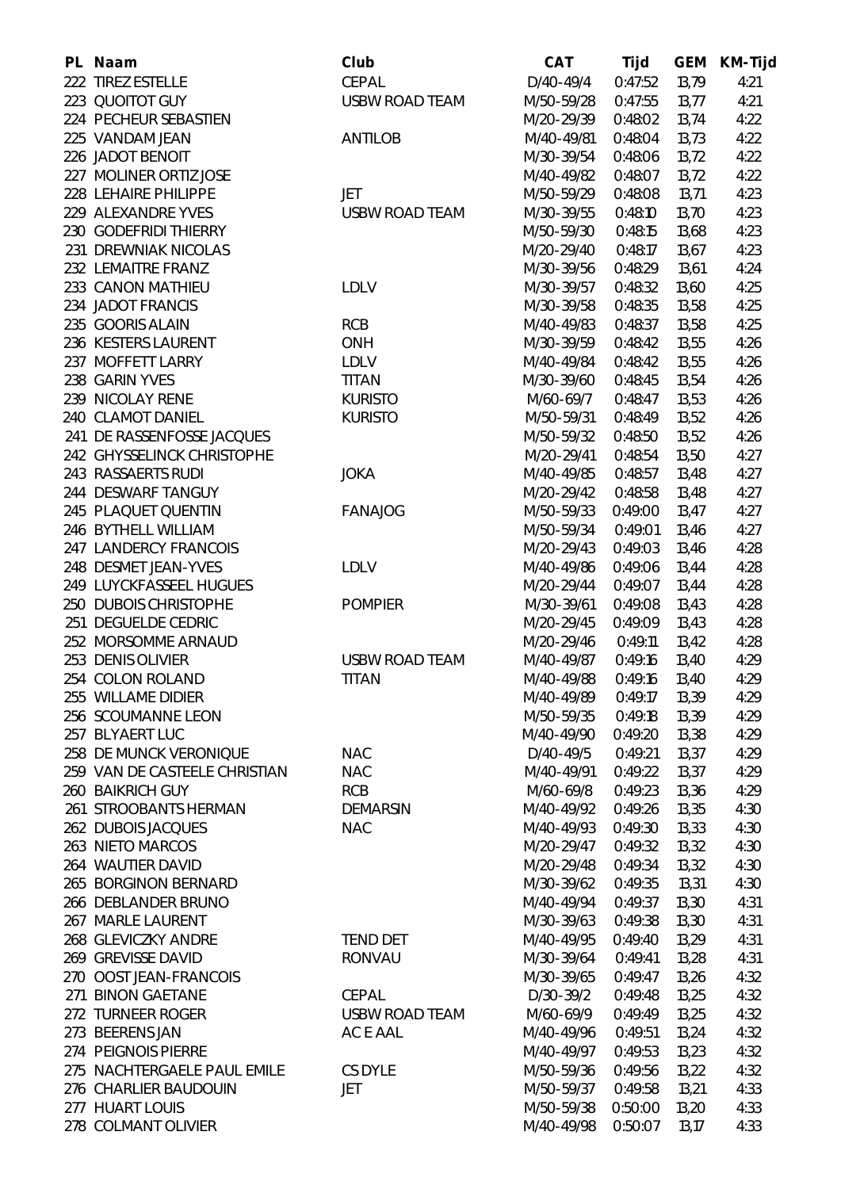| PL | Naam | Club | CAT | Tijd | GEM | KM-Tijd |
|---|---|---|---|---|---|---|
| 222 | TIREZ ESTELLE | CEPAL | D/40-49/4 | 0:47:52 | 13,79 | 4:21 |
| 223 | QUOITOT GUY | USBW ROAD TEAM | M/50-59/28 | 0:47:55 | 13,77 | 4:21 |
| 224 | PECHEUR SEBASTIEN | | M/20-29/39 | 0:48:02 | 13,74 | 4:22 |
| 225 | VANDAM JEAN | ANTILOB | M/40-49/81 | 0:48:04 | 13,73 | 4:22 |
| 226 | JADOT BENOIT | | M/30-39/54 | 0:48:06 | 13,72 | 4:22 |
| 227 | MOLINER ORTIZ JOSE | | M/40-49/82 | 0:48:07 | 13,72 | 4:22 |
| 228 | LEHAIRE PHILIPPE | JET | M/50-59/29 | 0:48:08 | 13,71 | 4:23 |
| 229 | ALEXANDRE YVES | USBW ROAD TEAM | M/30-39/55 | 0:48:10 | 13,70 | 4:23 |
| 230 | GODEFRIDI THIERRY | | M/50-59/30 | 0:48:15 | 13,68 | 4:23 |
| 231 | DREWNIAK NICOLAS | | M/20-29/40 | 0:48:17 | 13,67 | 4:23 |
| 232 | LEMAITRE FRANZ | | M/30-39/56 | 0:48:29 | 13,61 | 4:24 |
| 233 | CANON MATHIEU | LDLV | M/30-39/57 | 0:48:32 | 13,60 | 4:25 |
| 234 | JADOT FRANCIS | | M/30-39/58 | 0:48:35 | 13,58 | 4:25 |
| 235 | GOORIS ALAIN | RCB | M/40-49/83 | 0:48:37 | 13,58 | 4:25 |
| 236 | KESTERS LAURENT | ONH | M/30-39/59 | 0:48:42 | 13,55 | 4:26 |
| 237 | MOFFETT LARRY | LDLV | M/40-49/84 | 0:48:42 | 13,55 | 4:26 |
| 238 | GARIN YVES | TITAN | M/30-39/60 | 0:48:45 | 13,54 | 4:26 |
| 239 | NICOLAY RENE | KURISTO | M/60-69/7 | 0:48:47 | 13,53 | 4:26 |
| 240 | CLAMOT DANIEL | KURISTO | M/50-59/31 | 0:48:49 | 13,52 | 4:26 |
| 241 | DE RASSENFOSSE JACQUES | | M/50-59/32 | 0:48:50 | 13,52 | 4:26 |
| 242 | GHYSSELINCK CHRISTOPHE | | M/20-29/41 | 0:48:54 | 13,50 | 4:27 |
| 243 | RASSAERTS RUDI | JOKA | M/40-49/85 | 0:48:57 | 13,48 | 4:27 |
| 244 | DESWARF TANGUY | | M/20-29/42 | 0:48:58 | 13,48 | 4:27 |
| 245 | PLAQUET QUENTIN | FANAJOG | M/50-59/33 | 0:49:00 | 13,47 | 4:27 |
| 246 | BYTHELL WILLIAM | | M/50-59/34 | 0:49:01 | 13,46 | 4:27 |
| 247 | LANDERCY FRANCOIS | | M/20-29/43 | 0:49:03 | 13,46 | 4:28 |
| 248 | DESMET JEAN-YVES | LDLV | M/40-49/86 | 0:49:06 | 13,44 | 4:28 |
| 249 | LUYCKFASSEEL HUGUES | | M/20-29/44 | 0:49:07 | 13,44 | 4:28 |
| 250 | DUBOIS CHRISTOPHE | POMPIER | M/30-39/61 | 0:49:08 | 13,43 | 4:28 |
| 251 | DEGUELDE CEDRIC | | M/20-29/45 | 0:49:09 | 13,43 | 4:28 |
| 252 | MORSOMME ARNAUD | | M/20-29/46 | 0:49:11 | 13,42 | 4:28 |
| 253 | DENIS OLIVIER | USBW ROAD TEAM | M/40-49/87 | 0:49:16 | 13,40 | 4:29 |
| 254 | COLON ROLAND | TITAN | M/40-49/88 | 0:49:16 | 13,40 | 4:29 |
| 255 | WILLAME DIDIER | | M/40-49/89 | 0:49:17 | 13,39 | 4:29 |
| 256 | SCOUMANNE LEON | | M/50-59/35 | 0:49:18 | 13,39 | 4:29 |
| 257 | BLYAERT LUC | | M/40-49/90 | 0:49:20 | 13,38 | 4:29 |
| 258 | DE MUNCK VERONIQUE | NAC | D/40-49/5 | 0:49:21 | 13,37 | 4:29 |
| 259 | VAN DE CASTEELE CHRISTIAN | NAC | M/40-49/91 | 0:49:22 | 13,37 | 4:29 |
| 260 | BAIKRICH GUY | RCB | M/60-69/8 | 0:49:23 | 13,36 | 4:29 |
| 261 | STROOBANTS HERMAN | DEMARSIN | M/40-49/92 | 0:49:26 | 13,35 | 4:30 |
| 262 | DUBOIS JACQUES | NAC | M/40-49/93 | 0:49:30 | 13,33 | 4:30 |
| 263 | NIETO MARCOS | | M/20-29/47 | 0:49:32 | 13,32 | 4:30 |
| 264 | WAUTIER DAVID | | M/20-29/48 | 0:49:34 | 13,32 | 4:30 |
| 265 | BORGINON BERNARD | | M/30-39/62 | 0:49:35 | 13,31 | 4:30 |
| 266 | DEBLANDER BRUNO | | M/40-49/94 | 0:49:37 | 13,30 | 4:31 |
| 267 | MARLE LAURENT | | M/30-39/63 | 0:49:38 | 13,30 | 4:31 |
| 268 | GLEVICZKY ANDRE | TEND DET | M/40-49/95 | 0:49:40 | 13,29 | 4:31 |
| 269 | GREVISSE DAVID | RONVAU | M/30-39/64 | 0:49:41 | 13,28 | 4:31 |
| 270 | OOST JEAN-FRANCOIS | | M/30-39/65 | 0:49:47 | 13,26 | 4:32 |
| 271 | BINON GAETANE | CEPAL | D/30-39/2 | 0:49:48 | 13,25 | 4:32 |
| 272 | TURNEER ROGER | USBW ROAD TEAM | M/60-69/9 | 0:49:49 | 13,25 | 4:32 |
| 273 | BEERENS JAN | AC E AAL | M/40-49/96 | 0:49:51 | 13,24 | 4:32 |
| 274 | PEIGNOIS PIERRE | | M/40-49/97 | 0:49:53 | 13,23 | 4:32 |
| 275 | NACHTERGAELE PAUL EMILE | CS DYLE | M/50-59/36 | 0:49:56 | 13,22 | 4:32 |
| 276 | CHARLIER BAUDOUIN | JET | M/50-59/37 | 0:49:58 | 13,21 | 4:33 |
| 277 | HUART LOUIS | | M/50-59/38 | 0:50:00 | 13,20 | 4:33 |
| 278 | COLMANT OLIVIER | | M/40-49/98 | 0:50:07 | 13,17 | 4:33 |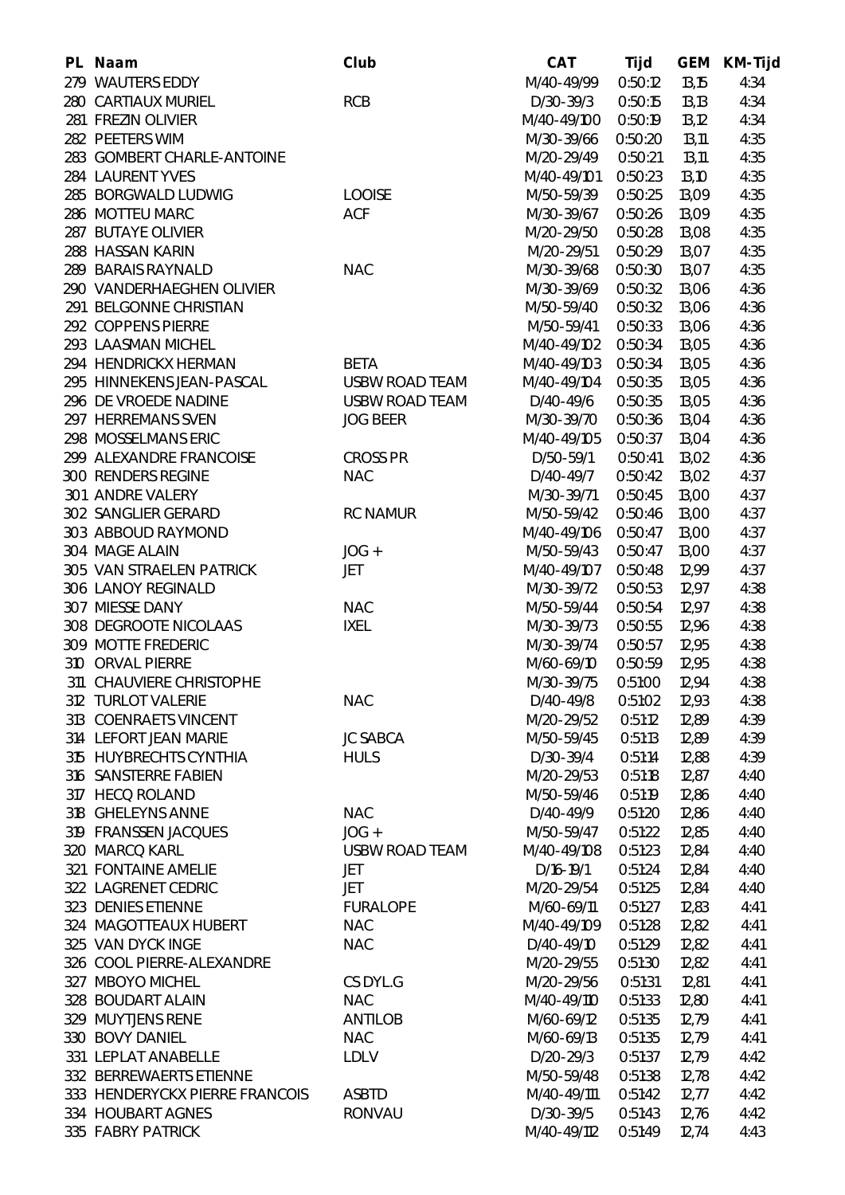| PL | Naam | Club | CAT | Tijd | GEM | KM-Tijd |
|---|---|---|---|---|---|---|
| 279 | WAUTERS EDDY | | M/40-49/99 | 0:50:12 | 13,15 | 4:34 |
| 280 | CARTIAUX MURIEL | RCB | D/30-39/3 | 0:50:15 | 13,13 | 4:34 |
| 281 | FREZIN OLIVIER | | M/40-49/100 | 0:50:19 | 13,12 | 4:34 |
| 282 | PEETERS WIM | | M/30-39/66 | 0:50:20 | 13,11 | 4:35 |
| 283 | GOMBERT CHARLE-ANTOINE | | M/20-29/49 | 0:50:21 | 13,11 | 4:35 |
| 284 | LAURENT YVES | | M/40-49/101 | 0:50:23 | 13,10 | 4:35 |
| 285 | BORGWALD LUDWIG | LOOISE | M/50-59/39 | 0:50:25 | 13,09 | 4:35 |
| 286 | MOTTEU MARC | ACF | M/30-39/67 | 0:50:26 | 13,09 | 4:35 |
| 287 | BUTAYE OLIVIER | | M/20-29/50 | 0:50:28 | 13,08 | 4:35 |
| 288 | HASSAN KARIN | | M/20-29/51 | 0:50:29 | 13,07 | 4:35 |
| 289 | BARAIS RAYNALD | NAC | M/30-39/68 | 0:50:30 | 13,07 | 4:35 |
| 290 | VANDERHAEGHEN OLIVIER | | M/30-39/69 | 0:50:32 | 13,06 | 4:36 |
| 291 | BELGONNE CHRISTIAN | | M/50-59/40 | 0:50:32 | 13,06 | 4:36 |
| 292 | COPPENS PIERRE | | M/50-59/41 | 0:50:33 | 13,06 | 4:36 |
| 293 | LAASMAN MICHEL | | M/40-49/102 | 0:50:34 | 13,05 | 4:36 |
| 294 | HENDRICKX HERMAN | BETA | M/40-49/103 | 0:50:34 | 13,05 | 4:36 |
| 295 | HINNEKENS JEAN-PASCAL | USBW ROAD TEAM | M/40-49/104 | 0:50:35 | 13,05 | 4:36 |
| 296 | DE VROEDE NADINE | USBW ROAD TEAM | D/40-49/6 | 0:50:35 | 13,05 | 4:36 |
| 297 | HERREMANS SVEN | JOG BEER | M/30-39/70 | 0:50:36 | 13,04 | 4:36 |
| 298 | MOSSELMANS ERIC | | M/40-49/105 | 0:50:37 | 13,04 | 4:36 |
| 299 | ALEXANDRE FRANCOISE | CROSS PR | D/50-59/1 | 0:50:41 | 13,02 | 4:36 |
| 300 | RENDERS REGINE | NAC | D/40-49/7 | 0:50:42 | 13,02 | 4:37 |
| 301 | ANDRE VALERY | | M/30-39/71 | 0:50:45 | 13,00 | 4:37 |
| 302 | SANGLIER GERARD | RC NAMUR | M/50-59/42 | 0:50:46 | 13,00 | 4:37 |
| 303 | ABBOUD RAYMOND | | M/40-49/106 | 0:50:47 | 13,00 | 4:37 |
| 304 | MAGE ALAIN | JOG + | M/50-59/43 | 0:50:47 | 13,00 | 4:37 |
| 305 | VAN STRAELEN PATRICK | JET | M/40-49/107 | 0:50:48 | 12,99 | 4:37 |
| 306 | LANOY REGINALD | | M/30-39/72 | 0:50:53 | 12,97 | 4:38 |
| 307 | MIESSE DANY | NAC | M/50-59/44 | 0:50:54 | 12,97 | 4:38 |
| 308 | DEGROOTE NICOLAAS | IXEL | M/30-39/73 | 0:50:55 | 12,96 | 4:38 |
| 309 | MOTTE FREDERIC | | M/30-39/74 | 0:50:57 | 12,95 | 4:38 |
| 310 | ORVAL PIERRE | | M/60-69/10 | 0:50:59 | 12,95 | 4:38 |
| 311 | CHAUVIERE CHRISTOPHE | | M/30-39/75 | 0:51:00 | 12,94 | 4:38 |
| 312 | TURLOT VALERIE | NAC | D/40-49/8 | 0:51:02 | 12,93 | 4:38 |
| 313 | COENRAETS VINCENT | | M/20-29/52 | 0:51:12 | 12,89 | 4:39 |
| 314 | LEFORT JEAN MARIE | JC SABCA | M/50-59/45 | 0:51:13 | 12,89 | 4:39 |
| 315 | HUYBRECHTS CYNTHIA | HULS | D/30-39/4 | 0:51:14 | 12,88 | 4:39 |
| 316 | SANSTERRE FABIEN | | M/20-29/53 | 0:51:18 | 12,87 | 4:40 |
| 317 | HECQ ROLAND | | M/50-59/46 | 0:51:19 | 12,86 | 4:40 |
| 318 | GHELEYNS ANNE | NAC | D/40-49/9 | 0:51:20 | 12,86 | 4:40 |
| 319 | FRANSSEN JACQUES | JOG + | M/50-59/47 | 0:51:22 | 12,85 | 4:40 |
| 320 | MARCQ KARL | USBW ROAD TEAM | M/40-49/108 | 0:51:23 | 12,84 | 4:40 |
| 321 | FONTAINE AMELIE | JET | D/16-19/1 | 0:51:24 | 12,84 | 4:40 |
| 322 | LAGRENET CEDRIC | JET | M/20-29/54 | 0:51:25 | 12,84 | 4:40 |
| 323 | DENIES ETIENNE | FURALOPE | M/60-69/11 | 0:51:27 | 12,83 | 4:41 |
| 324 | MAGOTTEAUX HUBERT | NAC | M/40-49/109 | 0:51:28 | 12,82 | 4:41 |
| 325 | VAN DYCK INGE | NAC | D/40-49/10 | 0:51:29 | 12,82 | 4:41 |
| 326 | COOL PIERRE-ALEXANDRE | | M/20-29/55 | 0:51:30 | 12,82 | 4:41 |
| 327 | MBOYO MICHEL | CS DYL.G | M/20-29/56 | 0:51:31 | 12,81 | 4:41 |
| 328 | BOUDART ALAIN | NAC | M/40-49/110 | 0:51:33 | 12,80 | 4:41 |
| 329 | MUYTJENS RENE | ANTILOB | M/60-69/12 | 0:51:35 | 12,79 | 4:41 |
| 330 | BOVY DANIEL | NAC | M/60-69/13 | 0:51:35 | 12,79 | 4:41 |
| 331 | LEPLAT ANABELLE | LDLV | D/20-29/3 | 0:51:37 | 12,79 | 4:42 |
| 332 | BERREWAERTS ETIENNE | | M/50-59/48 | 0:51:38 | 12,78 | 4:42 |
| 333 | HENDERYCKX PIERRE FRANCOIS | ASBTD | M/40-49/111 | 0:51:42 | 12,77 | 4:42 |
| 334 | HOUBART AGNES | RONVAU | D/30-39/5 | 0:51:43 | 12,76 | 4:42 |
| 335 | FABRY PATRICK | | M/40-49/112 | 0:51:49 | 12,74 | 4:43 |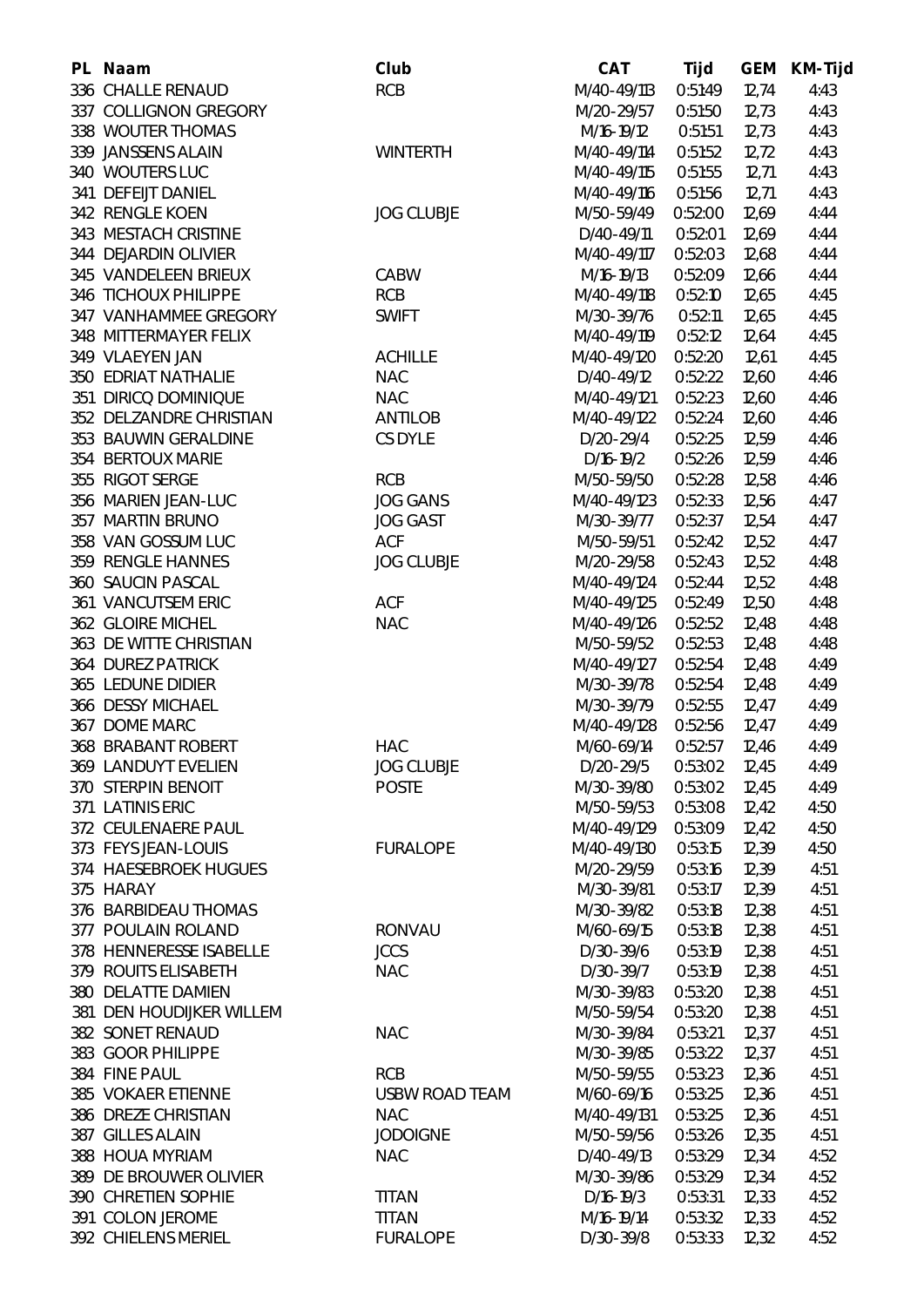| PL | Naam | Club | CAT | Tijd | GEM | KM-Tijd |
|---|---|---|---|---|---|---|
| 336 | CHALLE RENAUD | RCB | M/40-49/113 | 0:51:49 | 12,74 | 4:43 |
| 337 | COLLIGNON GREGORY | | M/20-29/57 | 0:51:50 | 12,73 | 4:43 |
| 338 | WOUTER THOMAS | | M/16-19/12 | 0:51:51 | 12,73 | 4:43 |
| 339 | JANSSENS ALAIN | WINTERTH | M/40-49/114 | 0:51:52 | 12,72 | 4:43 |
| 340 | WOUTERS LUC | | M/40-49/115 | 0:51:55 | 12,71 | 4:43 |
| 341 | DEFEIJT DANIEL | | M/40-49/116 | 0:51:56 | 12,71 | 4:43 |
| 342 | RENGLE KOEN | JOG CLUBJE | M/50-59/49 | 0:52:00 | 12,69 | 4:44 |
| 343 | MESTACH CRISTINE | | D/40-49/11 | 0:52:01 | 12,69 | 4:44 |
| 344 | DEJARDIN OLIVIER | | M/40-49/117 | 0:52:03 | 12,68 | 4:44 |
| 345 | VANDELEEN BRIEUX | CABW | M/16-19/13 | 0:52:09 | 12,66 | 4:44 |
| 346 | TICHOUX PHILIPPE | RCB | M/40-49/118 | 0:52:10 | 12,65 | 4:45 |
| 347 | VANHAMMEE GREGORY | SWIFT | M/30-39/76 | 0:52:11 | 12,65 | 4:45 |
| 348 | MITTERMAYER FELIX | | M/40-49/119 | 0:52:12 | 12,64 | 4:45 |
| 349 | VLAEYEN JAN | ACHILLE | M/40-49/120 | 0:52:20 | 12,61 | 4:45 |
| 350 | EDRIAT NATHALIE | NAC | D/40-49/12 | 0:52:22 | 12,60 | 4:46 |
| 351 | DIRICQ DOMINIQUE | NAC | M/40-49/121 | 0:52:23 | 12,60 | 4:46 |
| 352 | DELZANDRE CHRISTIAN | ANTILOB | M/40-49/122 | 0:52:24 | 12,60 | 4:46 |
| 353 | BAUWIN GERALDINE | CS DYLE | D/20-29/4 | 0:52:25 | 12,59 | 4:46 |
| 354 | BERTOUX MARIE | | D/16-19/2 | 0:52:26 | 12,59 | 4:46 |
| 355 | RIGOT SERGE | RCB | M/50-59/50 | 0:52:28 | 12,58 | 4:46 |
| 356 | MARIEN JEAN-LUC | JOG GANS | M/40-49/123 | 0:52:33 | 12,56 | 4:47 |
| 357 | MARTIN BRUNO | JOG GAST | M/30-39/77 | 0:52:37 | 12,54 | 4:47 |
| 358 | VAN GOSSUM LUC | ACF | M/50-59/51 | 0:52:42 | 12,52 | 4:47 |
| 359 | RENGLE HANNES | JOG CLUBJE | M/20-29/58 | 0:52:43 | 12,52 | 4:48 |
| 360 | SAUCIN PASCAL | | M/40-49/124 | 0:52:44 | 12,52 | 4:48 |
| 361 | VANCUTSEM ERIC | ACF | M/40-49/125 | 0:52:49 | 12,50 | 4:48 |
| 362 | GLOIRE MICHEL | NAC | M/40-49/126 | 0:52:52 | 12,48 | 4:48 |
| 363 | DE WITTE CHRISTIAN | | M/50-59/52 | 0:52:53 | 12,48 | 4:48 |
| 364 | DUREZ PATRICK | | M/40-49/127 | 0:52:54 | 12,48 | 4:49 |
| 365 | LEDUNE DIDIER | | M/30-39/78 | 0:52:54 | 12,48 | 4:49 |
| 366 | DESSY MICHAEL | | M/30-39/79 | 0:52:55 | 12,47 | 4:49 |
| 367 | DOME MARC | | M/40-49/128 | 0:52:56 | 12,47 | 4:49 |
| 368 | BRABANT ROBERT | HAC | M/60-69/14 | 0:52:57 | 12,46 | 4:49 |
| 369 | LANDUYT EVELIEN | JOG CLUBJE | D/20-29/5 | 0:53:02 | 12,45 | 4:49 |
| 370 | STERPIN BENOIT | POSTE | M/30-39/80 | 0:53:02 | 12,45 | 4:49 |
| 371 | LATINIS ERIC | | M/50-59/53 | 0:53:08 | 12,42 | 4:50 |
| 372 | CEULENAERE PAUL | | M/40-49/129 | 0:53:09 | 12,42 | 4:50 |
| 373 | FEYS JEAN-LOUIS | FURALOPE | M/40-49/130 | 0:53:15 | 12,39 | 4:50 |
| 374 | HAESEBROEK HUGUES | | M/20-29/59 | 0:53:16 | 12,39 | 4:51 |
| 375 | HARAY | | M/30-39/81 | 0:53:17 | 12,39 | 4:51 |
| 376 | BARBIDEAU THOMAS | | M/30-39/82 | 0:53:18 | 12,38 | 4:51 |
| 377 | POULAIN ROLAND | RONVAU | M/60-69/15 | 0:53:18 | 12,38 | 4:51 |
| 378 | HENNERESSE ISABELLE | JCCS | D/30-39/6 | 0:53:19 | 12,38 | 4:51 |
| 379 | ROUITS ELISABETH | NAC | D/30-39/7 | 0:53:19 | 12,38 | 4:51 |
| 380 | DELATTE DAMIEN | | M/30-39/83 | 0:53:20 | 12,38 | 4:51 |
| 381 | DEN HOUDIJKER WILLEM | | M/50-59/54 | 0:53:20 | 12,38 | 4:51 |
| 382 | SONET RENAUD | NAC | M/30-39/84 | 0:53:21 | 12,37 | 4:51 |
| 383 | GOOR PHILIPPE | | M/30-39/85 | 0:53:22 | 12,37 | 4:51 |
| 384 | FINE PAUL | RCB | M/50-59/55 | 0:53:23 | 12,36 | 4:51 |
| 385 | VOKAER ETIENNE | USBW ROAD TEAM | M/60-69/16 | 0:53:25 | 12,36 | 4:51 |
| 386 | DREZE CHRISTIAN | NAC | M/40-49/131 | 0:53:25 | 12,36 | 4:51 |
| 387 | GILLES ALAIN | JODOIGNE | M/50-59/56 | 0:53:26 | 12,35 | 4:51 |
| 388 | HOUA MYRIAM | NAC | D/40-49/13 | 0:53:29 | 12,34 | 4:52 |
| 389 | DE BROUWER OLIVIER | | M/30-39/86 | 0:53:29 | 12,34 | 4:52 |
| 390 | CHRETIEN SOPHIE | TITAN | D/16-19/3 | 0:53:31 | 12,33 | 4:52 |
| 391 | COLON JEROME | TITAN | M/16-19/14 | 0:53:32 | 12,33 | 4:52 |
| 392 | CHIELENS MERIEL | FURALOPE | D/30-39/8 | 0:53:33 | 12,32 | 4:52 |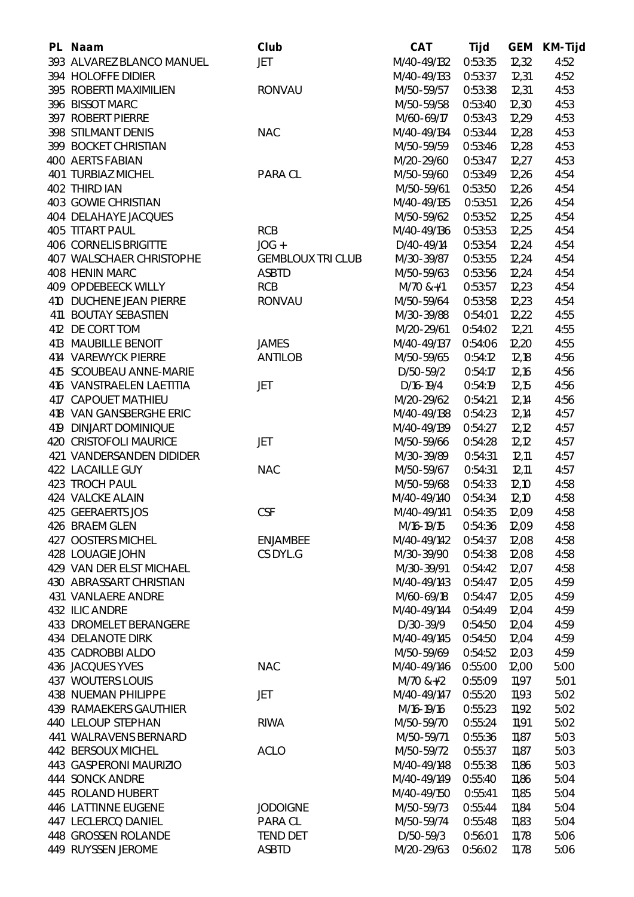| PL | Naam | Club | CAT | Tijd | GEM | KM-Tijd |
|---|---|---|---|---|---|---|
| 393 | ALVAREZ BLANCO MANUEL | JET | M/40-49/132 | 0:53:35 | 12,32 | 4:52 |
| 394 | HOLOFFE DIDIER | | M/40-49/133 | 0:53:37 | 12,31 | 4:52 |
| 395 | ROBERTI MAXIMILIEN | RONVAU | M/50-59/57 | 0:53:38 | 12,31 | 4:53 |
| 396 | BISSOT MARC | | M/50-59/58 | 0:53:40 | 12,30 | 4:53 |
| 397 | ROBERT PIERRE | | M/60-69/17 | 0:53:43 | 12,29 | 4:53 |
| 398 | STILMANT DENIS | NAC | M/40-49/134 | 0:53:44 | 12,28 | 4:53 |
| 399 | BOCKET CHRISTIAN | | M/50-59/59 | 0:53:46 | 12,28 | 4:53 |
| 400 | AERTS FABIAN | | M/20-29/60 | 0:53:47 | 12,27 | 4:53 |
| 401 | TURBIAZ MICHEL | PARA CL | M/50-59/60 | 0:53:49 | 12,26 | 4:54 |
| 402 | THIRD IAN | | M/50-59/61 | 0:53:50 | 12,26 | 4:54 |
| 403 | GOWIE CHRISTIAN | | M/40-49/135 | 0:53:51 | 12,26 | 4:54 |
| 404 | DELAHAYE JACQUES | | M/50-59/62 | 0:53:52 | 12,25 | 4:54 |
| 405 | TITART PAUL | RCB | M/40-49/136 | 0:53:53 | 12,25 | 4:54 |
| 406 | CORNELIS BRIGITTE | JOG + | D/40-49/14 | 0:53:54 | 12,24 | 4:54 |
| 407 | WALSCHAER CHRISTOPHE | GEMBLOUX TRI CLUB | M/30-39/87 | 0:53:55 | 12,24 | 4:54 |
| 408 | HENIN MARC | ASBTD | M/50-59/63 | 0:53:56 | 12,24 | 4:54 |
| 409 | OPDEBEECK WILLY | RCB | M/70 &+/1 | 0:53:57 | 12,23 | 4:54 |
| 410 | DUCHENE JEAN PIERRE | RONVAU | M/50-59/64 | 0:53:58 | 12,23 | 4:54 |
| 411 | BOUTAY SEBASTIEN | | M/30-39/88 | 0:54:01 | 12,22 | 4:55 |
| 412 | DE CORT TOM | | M/20-29/61 | 0:54:02 | 12,21 | 4:55 |
| 413 | MAUBILLE BENOIT | JAMES | M/40-49/137 | 0:54:06 | 12,20 | 4:55 |
| 414 | VAREWYCK PIERRE | ANTILOB | M/50-59/65 | 0:54:12 | 12,18 | 4:56 |
| 415 | SCOUBEAU ANNE-MARIE | | D/50-59/2 | 0:54:17 | 12,16 | 4:56 |
| 416 | VANSTRAELEN LAETITIA | JET | D/16-19/4 | 0:54:19 | 12,15 | 4:56 |
| 417 | CAPOUET MATHIEU | | M/20-29/62 | 0:54:21 | 12,14 | 4:56 |
| 418 | VAN GANSBERGHE ERIC | | M/40-49/138 | 0:54:23 | 12,14 | 4:57 |
| 419 | DINJART DOMINIQUE | | M/40-49/139 | 0:54:27 | 12,12 | 4:57 |
| 420 | CRISTOFOLI MAURICE | JET | M/50-59/66 | 0:54:28 | 12,12 | 4:57 |
| 421 | VANDERSANDEN DIDIDER | | M/30-39/89 | 0:54:31 | 12,11 | 4:57 |
| 422 | LACAILLE GUY | NAC | M/50-59/67 | 0:54:31 | 12,11 | 4:57 |
| 423 | TROCH PAUL | | M/50-59/68 | 0:54:33 | 12,10 | 4:58 |
| 424 | VALCKE ALAIN | | M/40-49/140 | 0:54:34 | 12,10 | 4:58 |
| 425 | GEERAERTS JOS | CSF | M/40-49/141 | 0:54:35 | 12,09 | 4:58 |
| 426 | BRAEM GLEN | | M/16-19/15 | 0:54:36 | 12,09 | 4:58 |
| 427 | OOSTERS MICHEL | ENJAMBEE | M/40-49/142 | 0:54:37 | 12,08 | 4:58 |
| 428 | LOUAGIE JOHN | CS DYL.G | M/30-39/90 | 0:54:38 | 12,08 | 4:58 |
| 429 | VAN DER ELST MICHAEL | | M/30-39/91 | 0:54:42 | 12,07 | 4:58 |
| 430 | ABRASSART CHRISTIAN | | M/40-49/143 | 0:54:47 | 12,05 | 4:59 |
| 431 | VANLAERE ANDRE | | M/60-69/18 | 0:54:47 | 12,05 | 4:59 |
| 432 | ILIC ANDRE | | M/40-49/144 | 0:54:49 | 12,04 | 4:59 |
| 433 | DROMELET BERANGERE | | D/30-39/9 | 0:54:50 | 12,04 | 4:59 |
| 434 | DELANOTE DIRK | | M/40-49/145 | 0:54:50 | 12,04 | 4:59 |
| 435 | CADROBBI ALDO | | M/50-59/69 | 0:54:52 | 12,03 | 4:59 |
| 436 | JACQUES YVES | NAC | M/40-49/146 | 0:55:00 | 12,00 | 5:00 |
| 437 | WOUTERS LOUIS | | M/70 &+/2 | 0:55:09 | 11,97 | 5:01 |
| 438 | NUEMAN PHILIPPE | JET | M/40-49/147 | 0:55:20 | 11,93 | 5:02 |
| 439 | RAMAEKERS GAUTHIER | | M/16-19/16 | 0:55:23 | 11,92 | 5:02 |
| 440 | LELOUP STEPHAN | RIWA | M/50-59/70 | 0:55:24 | 11,91 | 5:02 |
| 441 | WALRAVENS BERNARD | | M/50-59/71 | 0:55:36 | 11,87 | 5:03 |
| 442 | BERSOUX MICHEL | ACLO | M/50-59/72 | 0:55:37 | 11,87 | 5:03 |
| 443 | GASPERONI MAURIZIO | | M/40-49/148 | 0:55:38 | 11,86 | 5:03 |
| 444 | SONCK ANDRE | | M/40-49/149 | 0:55:40 | 11,86 | 5:04 |
| 445 | ROLAND HUBERT | | M/40-49/150 | 0:55:41 | 11,85 | 5:04 |
| 446 | LATTINNE EUGENE | JODOIGNE | M/50-59/73 | 0:55:44 | 11,84 | 5:04 |
| 447 | LECLERCQ DANIEL | PARA CL | M/50-59/74 | 0:55:48 | 11,83 | 5:04 |
| 448 | GROSSEN ROLANDE | TEND DET | D/50-59/3 | 0:56:01 | 11,78 | 5:06 |
| 449 | RUYSSEN JEROME | ASBTD | M/20-29/63 | 0:56:02 | 11,78 | 5:06 |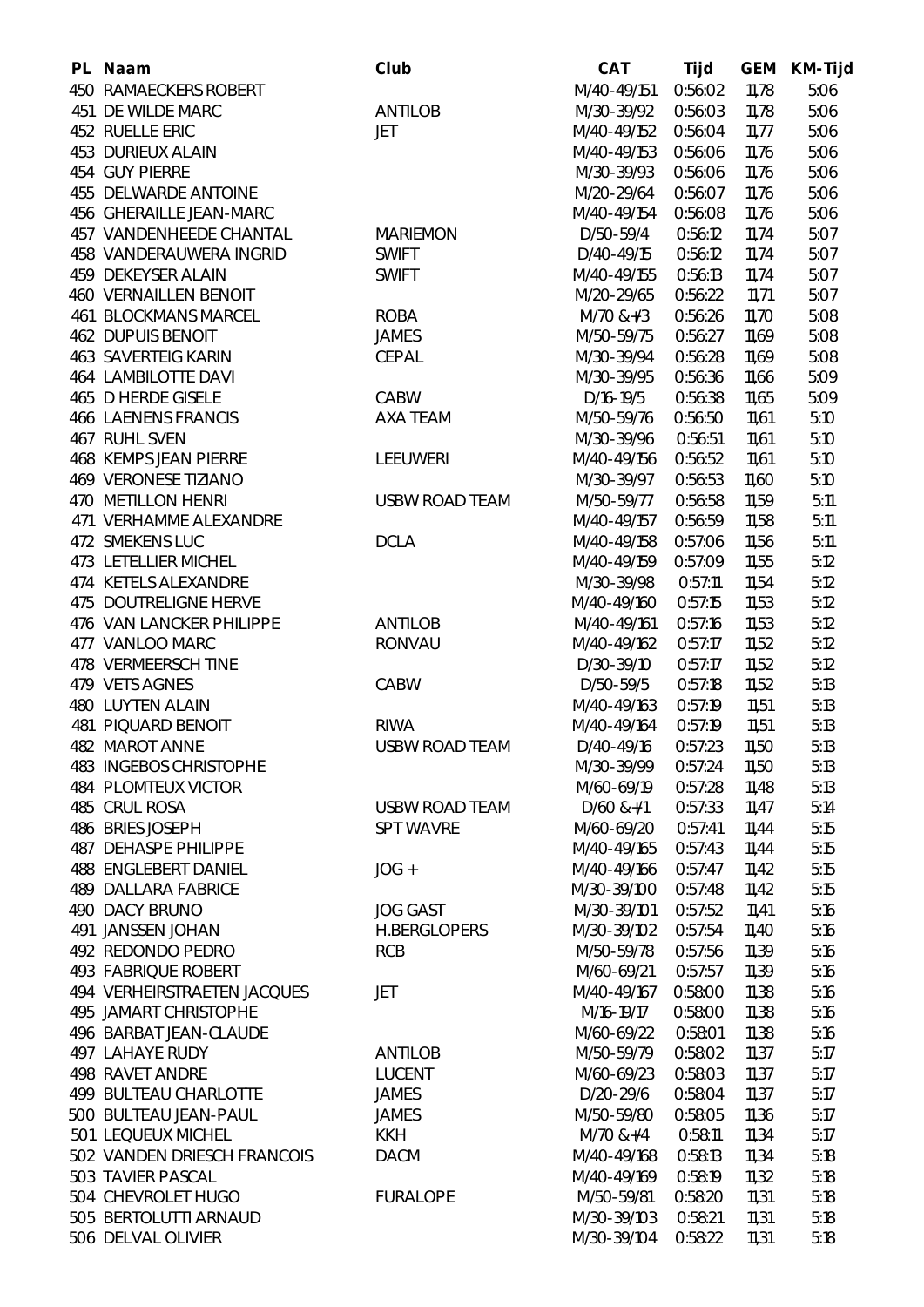| PL | Naam | Club | CAT | Tijd | GEM | KM-Tijd |
|---|---|---|---|---|---|---|
| 450 | RAMAECKERS ROBERT | | M/40-49/151 | 0:56:02 | 11,78 | 5:06 |
| 451 | DE WILDE MARC | ANTILOB | M/30-39/92 | 0:56:03 | 11,78 | 5:06 |
| 452 | RUELLE ERIC | JET | M/40-49/152 | 0:56:04 | 11,77 | 5:06 |
| 453 | DURIEUX ALAIN | | M/40-49/153 | 0:56:06 | 11,76 | 5:06 |
| 454 | GUY PIERRE | | M/30-39/93 | 0:56:06 | 11,76 | 5:06 |
| 455 | DELWARDE ANTOINE | | M/20-29/64 | 0:56:07 | 11,76 | 5:06 |
| 456 | GHERAILLE JEAN-MARC | | M/40-49/154 | 0:56:08 | 11,76 | 5:06 |
| 457 | VANDENHEEDE CHANTAL | MARIEMON | D/50-59/4 | 0:56:12 | 11,74 | 5:07 |
| 458 | VANDERAUWERA INGRID | SWIFT | D/40-49/15 | 0:56:12 | 11,74 | 5:07 |
| 459 | DEKEYSER ALAIN | SWIFT | M/40-49/155 | 0:56:13 | 11,74 | 5:07 |
| 460 | VERNAILLEN BENOIT | | M/20-29/65 | 0:56:22 | 11,71 | 5:07 |
| 461 | BLOCKMANS MARCEL | ROBA | M/70 &+/3 | 0:56:26 | 11,70 | 5:08 |
| 462 | DUPUIS BENOIT | JAMES | M/50-59/75 | 0:56:27 | 11,69 | 5:08 |
| 463 | SAVERTEIG KARIN | CEPAL | M/30-39/94 | 0:56:28 | 11,69 | 5:08 |
| 464 | LAMBILOTTE DAVI | | M/30-39/95 | 0:56:36 | 11,66 | 5:09 |
| 465 | D HERDE GISELE | CABW | D/16-19/5 | 0:56:38 | 11,65 | 5:09 |
| 466 | LAENENS FRANCIS | AXA TEAM | M/50-59/76 | 0:56:50 | 11,61 | 5:10 |
| 467 | RUHL SVEN | | M/30-39/96 | 0:56:51 | 11,61 | 5:10 |
| 468 | KEMPS JEAN PIERRE | LEEUWERI | M/40-49/156 | 0:56:52 | 11,61 | 5:10 |
| 469 | VERONESE TIZIANO | | M/30-39/97 | 0:56:53 | 11,60 | 5:10 |
| 470 | METILLON HENRI | USBW ROAD TEAM | M/50-59/77 | 0:56:58 | 11,59 | 5:11 |
| 471 | VERHAMME ALEXANDRE | | M/40-49/157 | 0:56:59 | 11,58 | 5:11 |
| 472 | SMEKENS LUC | DCLA | M/40-49/158 | 0:57:06 | 11,56 | 5:11 |
| 473 | LETELLIER MICHEL | | M/40-49/159 | 0:57:09 | 11,55 | 5:12 |
| 474 | KETELS ALEXANDRE | | M/30-39/98 | 0:57:11 | 11,54 | 5:12 |
| 475 | DOUTRELIGNE HERVE | | M/40-49/160 | 0:57:15 | 11,53 | 5:12 |
| 476 | VAN LANCKER PHILIPPE | ANTILOB | M/40-49/161 | 0:57:16 | 11,53 | 5:12 |
| 477 | VANLOO MARC | RONVAU | M/40-49/162 | 0:57:17 | 11,52 | 5:12 |
| 478 | VERMEERSCH TINE | | D/30-39/10 | 0:57:17 | 11,52 | 5:12 |
| 479 | VETS AGNES | CABW | D/50-59/5 | 0:57:18 | 11,52 | 5:13 |
| 480 | LUYTEN ALAIN | | M/40-49/163 | 0:57:19 | 11,51 | 5:13 |
| 481 | PIQUARD BENOIT | RIWA | M/40-49/164 | 0:57:19 | 11,51 | 5:13 |
| 482 | MAROT ANNE | USBW ROAD TEAM | D/40-49/16 | 0:57:23 | 11,50 | 5:13 |
| 483 | INGEBOS CHRISTOPHE | | M/30-39/99 | 0:57:24 | 11,50 | 5:13 |
| 484 | PLOMTEUX VICTOR | | M/60-69/19 | 0:57:28 | 11,48 | 5:13 |
| 485 | CRUL ROSA | USBW ROAD TEAM | D/60 &+/1 | 0:57:33 | 11,47 | 5:14 |
| 486 | BRIES JOSEPH | SPT WAVRE | M/60-69/20 | 0:57:41 | 11,44 | 5:15 |
| 487 | DEHASPE PHILIPPE | | M/40-49/165 | 0:57:43 | 11,44 | 5:15 |
| 488 | ENGLEBERT DANIEL | JOG + | M/40-49/166 | 0:57:47 | 11,42 | 5:15 |
| 489 | DALLARA FABRICE | | M/30-39/100 | 0:57:48 | 11,42 | 5:15 |
| 490 | DACY BRUNO | JOG GAST | M/30-39/101 | 0:57:52 | 11,41 | 5:16 |
| 491 | JANSSEN JOHAN | H.BERGLOPERS | M/30-39/102 | 0:57:54 | 11,40 | 5:16 |
| 492 | REDONDO PEDRO | RCB | M/50-59/78 | 0:57:56 | 11,39 | 5:16 |
| 493 | FABRIQUE ROBERT | | M/60-69/21 | 0:57:57 | 11,39 | 5:16 |
| 494 | VERHEIRSTRAETEN JACQUES | JET | M/40-49/167 | 0:58:00 | 11,38 | 5:16 |
| 495 | JAMART CHRISTOPHE | | M/16-19/17 | 0:58:00 | 11,38 | 5:16 |
| 496 | BARBAT JEAN-CLAUDE | | M/60-69/22 | 0:58:01 | 11,38 | 5:16 |
| 497 | LAHAYE RUDY | ANTILOB | M/50-59/79 | 0:58:02 | 11,37 | 5:17 |
| 498 | RAVET ANDRE | LUCENT | M/60-69/23 | 0:58:03 | 11,37 | 5:17 |
| 499 | BULTEAU CHARLOTTE | JAMES | D/20-29/6 | 0:58:04 | 11,37 | 5:17 |
| 500 | BULTEAU JEAN-PAUL | JAMES | M/50-59/80 | 0:58:05 | 11,36 | 5:17 |
| 501 | LEQUEUX MICHEL | KKH | M/70 &+/4 | 0:58:11 | 11,34 | 5:17 |
| 502 | VANDEN DRIESCH FRANCOIS | DACM | M/40-49/168 | 0:58:13 | 11,34 | 5:18 |
| 503 | TAVIER PASCAL | | M/40-49/169 | 0:58:19 | 11,32 | 5:18 |
| 504 | CHEVROLET HUGO | FURALOPE | M/50-59/81 | 0:58:20 | 11,31 | 5:18 |
| 505 | BERTOLUTTI ARNAUD | | M/30-39/103 | 0:58:21 | 11,31 | 5:18 |
| 506 | DELVAL OLIVIER | | M/30-39/104 | 0:58:22 | 11,31 | 5:18 |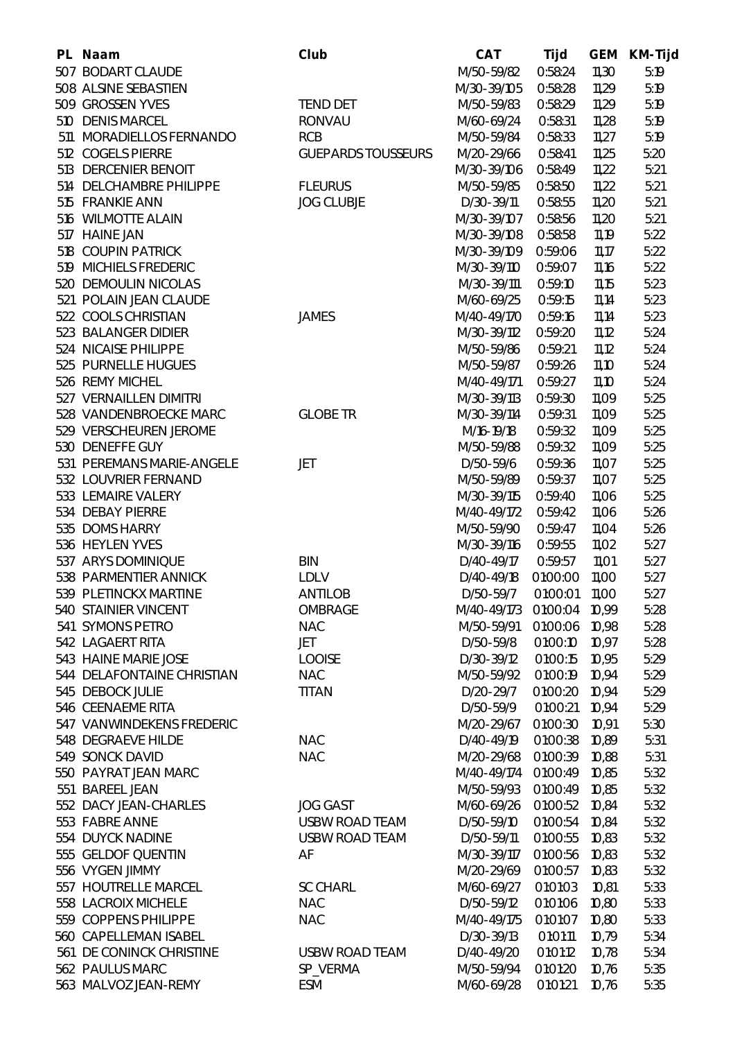| PL | Naam | Club | CAT | Tijd | GEM | KM-Tijd |
|---|---|---|---|---|---|---|
| 507 | BODART CLAUDE | | M/50-59/82 | 0:58:24 | 11,30 | 5:19 |
| 508 | ALSINE SEBASTIEN | | M/30-39/105 | 0:58:28 | 11,29 | 5:19 |
| 509 | GROSSEN YVES | TEND DET | M/50-59/83 | 0:58:29 | 11,29 | 5:19 |
| 510 | DENIS MARCEL | RONVAU | M/60-69/24 | 0:58:31 | 11,28 | 5:19 |
| 511 | MORADIELLOS FERNANDO | RCB | M/50-59/84 | 0:58:33 | 11,27 | 5:19 |
| 512 | COGELS PIERRE | GUEPARDS TOUSSEURS | M/20-29/66 | 0:58:41 | 11,25 | 5:20 |
| 513 | DERCENIER BENOIT | | M/30-39/106 | 0:58:49 | 11,22 | 5:21 |
| 514 | DELCHAMBRE PHILIPPE | FLEURUS | M/50-59/85 | 0:58:50 | 11,22 | 5:21 |
| 515 | FRANKIE ANN | JOG CLUBJE | D/30-39/11 | 0:58:55 | 11,20 | 5:21 |
| 516 | WILMOTTE ALAIN | | M/30-39/107 | 0:58:56 | 11,20 | 5:21 |
| 517 | HAINE JAN | | M/30-39/108 | 0:58:58 | 11,19 | 5:22 |
| 518 | COUPIN PATRICK | | M/30-39/109 | 0:59:06 | 11,17 | 5:22 |
| 519 | MICHIELS FREDERIC | | M/30-39/110 | 0:59:07 | 11,16 | 5:22 |
| 520 | DEMOULIN NICOLAS | | M/30-39/111 | 0:59:10 | 11,15 | 5:23 |
| 521 | POLAIN JEAN CLAUDE | | M/60-69/25 | 0:59:15 | 11,14 | 5:23 |
| 522 | COOLS CHRISTIAN | JAMES | M/40-49/170 | 0:59:16 | 11,14 | 5:23 |
| 523 | BALANGER DIDIER | | M/30-39/112 | 0:59:20 | 11,12 | 5:24 |
| 524 | NICAISE PHILIPPE | | M/50-59/86 | 0:59:21 | 11,12 | 5:24 |
| 525 | PURNELLE HUGUES | | M/50-59/87 | 0:59:26 | 11,10 | 5:24 |
| 526 | REMY MICHEL | | M/40-49/171 | 0:59:27 | 11,10 | 5:24 |
| 527 | VERNAILLEN DIMITRI | | M/30-39/113 | 0:59:30 | 11,09 | 5:25 |
| 528 | VANDENBROECKE MARC | GLOBE TR | M/30-39/114 | 0:59:31 | 11,09 | 5:25 |
| 529 | VERSCHEUREN JEROME | | M/16-19/18 | 0:59:32 | 11,09 | 5:25 |
| 530 | DENEFFE GUY | | M/50-59/88 | 0:59:32 | 11,09 | 5:25 |
| 531 | PEREMANS MARIE-ANGELE | JET | D/50-59/6 | 0:59:36 | 11,07 | 5:25 |
| 532 | LOUVRIER FERNAND | | M/50-59/89 | 0:59:37 | 11,07 | 5:25 |
| 533 | LEMAIRE VALERY | | M/30-39/115 | 0:59:40 | 11,06 | 5:25 |
| 534 | DEBAY PIERRE | | M/40-49/172 | 0:59:42 | 11,06 | 5:26 |
| 535 | DOMS HARRY | | M/50-59/90 | 0:59:47 | 11,04 | 5:26 |
| 536 | HEYLEN YVES | | M/30-39/116 | 0:59:55 | 11,02 | 5:27 |
| 537 | ARYS DOMINIQUE | BIN | D/40-49/17 | 0:59:57 | 11,01 | 5:27 |
| 538 | PARMENTIER ANNICK | LDLV | D/40-49/18 | 01:00:00 | 11,00 | 5:27 |
| 539 | PLETINCKX MARTINE | ANTILOB | D/50-59/7 | 01:00:01 | 11,00 | 5:27 |
| 540 | STAINIER VINCENT | OMBRAGE | M/40-49/173 | 01:00:04 | 10,99 | 5:28 |
| 541 | SYMONS PETRO | NAC | M/50-59/91 | 01:00:06 | 10,98 | 5:28 |
| 542 | LAGAERT RITA | JET | D/50-59/8 | 01:00:10 | 10,97 | 5:28 |
| 543 | HAINE MARIE JOSE | LOOISE | D/30-39/12 | 01:00:15 | 10,95 | 5:29 |
| 544 | DELAFONTAINE CHRISTIAN | NAC | M/50-59/92 | 01:00:19 | 10,94 | 5:29 |
| 545 | DEBOCK JULIE | TITAN | D/20-29/7 | 01:00:20 | 10,94 | 5:29 |
| 546 | CEENAEME RITA | | D/50-59/9 | 01:00:21 | 10,94 | 5:29 |
| 547 | VANWINDEKENS FREDERIC | | M/20-29/67 | 01:00:30 | 10,91 | 5:30 |
| 548 | DEGRAEVE HILDE | NAC | D/40-49/19 | 01:00:38 | 10,89 | 5:31 |
| 549 | SONCK DAVID | NAC | M/20-29/68 | 01:00:39 | 10,88 | 5:31 |
| 550 | PAYRAT JEAN MARC | | M/40-49/174 | 01:00:49 | 10,85 | 5:32 |
| 551 | BAREEL JEAN | | M/50-59/93 | 01:00:49 | 10,85 | 5:32 |
| 552 | DACY JEAN-CHARLES | JOG GAST | M/60-69/26 | 01:00:52 | 10,84 | 5:32 |
| 553 | FABRE ANNE | USBW ROAD TEAM | D/50-59/10 | 01:00:54 | 10,84 | 5:32 |
| 554 | DUYCK NADINE | USBW ROAD TEAM | D/50-59/11 | 01:00:55 | 10,83 | 5:32 |
| 555 | GELDOF QUENTIN | AF | M/30-39/117 | 01:00:56 | 10,83 | 5:32 |
| 556 | VYGEN JIMMY | | M/20-29/69 | 01:00:57 | 10,83 | 5:32 |
| 557 | HOUTRELLE MARCEL | SC CHARL | M/60-69/27 | 01:01:03 | 10,81 | 5:33 |
| 558 | LACROIX MICHELE | NAC | D/50-59/12 | 01:01:06 | 10,80 | 5:33 |
| 559 | COPPENS PHILIPPE | NAC | M/40-49/175 | 01:01:07 | 10,80 | 5:33 |
| 560 | CAPELLEMAN ISABEL | | D/30-39/13 | 01:01:11 | 10,79 | 5:34 |
| 561 | DE CONINCK CHRISTINE | USBW ROAD TEAM | D/40-49/20 | 01:01:12 | 10,78 | 5:34 |
| 562 | PAULUS MARC | SP_VERMA | M/50-59/94 | 01:01:20 | 10,76 | 5:35 |
| 563 | MALVOZ JEAN-REMY | ESM | M/60-69/28 | 01:01:21 | 10,76 | 5:35 |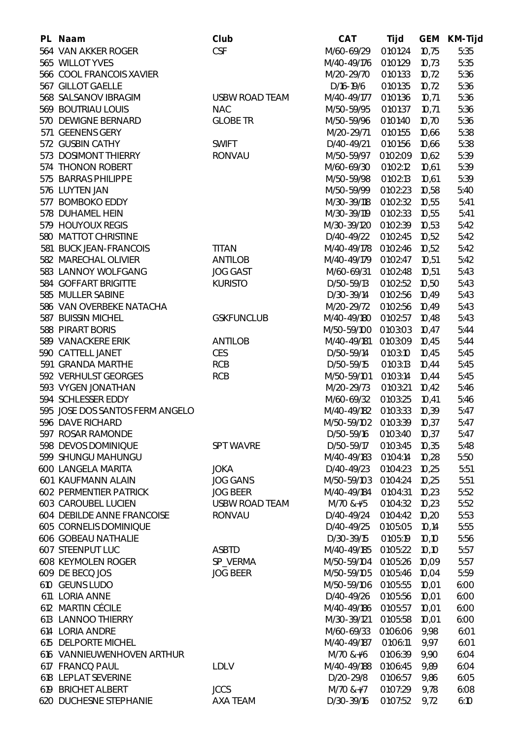| PL | Naam | Club | CAT | Tijd | GEM | KM-Tijd |
|---|---|---|---|---|---|---|
| 564 | VAN AKKER ROGER | CSF | M/60-69/29 | 01:01:24 | 10,75 | 5:35 |
| 565 | WILLOT YVES | | M/40-49/176 | 01:01:29 | 10,73 | 5:35 |
| 566 | COOL FRANCOIS XAVIER | | M/20-29/70 | 01:01:33 | 10,72 | 5:36 |
| 567 | GILLOT GAELLE | | D/16-19/6 | 01:01:35 | 10,72 | 5:36 |
| 568 | SALSANOV IBRAGIM | USBW ROAD TEAM | M/40-49/177 | 01:01:36 | 10,71 | 5:36 |
| 569 | BOUTRIAU LOUIS | NAC | M/50-59/95 | 01:01:37 | 10,71 | 5:36 |
| 570 | DEWIGNE BERNARD | GLOBE TR | M/50-59/96 | 01:01:40 | 10,70 | 5:36 |
| 571 | GEENENS GERY | | M/20-29/71 | 01:01:55 | 10,66 | 5:38 |
| 572 | GUSBIN CATHY | SWIFT | D/40-49/21 | 01:01:56 | 10,66 | 5:38 |
| 573 | DOSIMONT THIERRY | RONVAU | M/50-59/97 | 01:02:09 | 10,62 | 5:39 |
| 574 | THONON ROBERT | | M/60-69/30 | 01:02:12 | 10,61 | 5:39 |
| 575 | BARRAS PHILIPPE | | M/50-59/98 | 01:02:13 | 10,61 | 5:39 |
| 576 | LUYTEN JAN | | M/50-59/99 | 01:02:23 | 10,58 | 5:40 |
| 577 | BOMBOKO EDDY | | M/30-39/118 | 01:02:32 | 10,55 | 5:41 |
| 578 | DUHAMEL HEIN | | M/30-39/119 | 01:02:33 | 10,55 | 5:41 |
| 579 | HOUYOUX REGIS | | M/30-39/120 | 01:02:39 | 10,53 | 5:42 |
| 580 | MATTOT CHRISTINE | | D/40-49/22 | 01:02:45 | 10,52 | 5:42 |
| 581 | BUCK JEAN-FRANCOIS | TITAN | M/40-49/178 | 01:02:46 | 10,52 | 5:42 |
| 582 | MARECHAL OLIVIER | ANTILOB | M/40-49/179 | 01:02:47 | 10,51 | 5:42 |
| 583 | LANNOY WOLFGANG | JOG GAST | M/60-69/31 | 01:02:48 | 10,51 | 5:43 |
| 584 | GOFFART BRIGITTE | KURISTO | D/50-59/13 | 01:02:52 | 10,50 | 5:43 |
| 585 | MULLER SABINE | | D/30-39/14 | 01:02:56 | 10,49 | 5:43 |
| 586 | VAN OVERBEKE NATACHA | | M/20-29/72 | 01:02:56 | 10,49 | 5:43 |
| 587 | BUISSIN MICHEL | GSKFUNCLUB | M/40-49/180 | 01:02:57 | 10,48 | 5:43 |
| 588 | PIRART BORIS | | M/50-59/100 | 01:03:03 | 10,47 | 5:44 |
| 589 | VANACKERE ERIK | ANTILOB | M/40-49/181 | 01:03:09 | 10,45 | 5:44 |
| 590 | CATTELL JANET | CES | D/50-59/14 | 01:03:10 | 10,45 | 5:45 |
| 591 | GRANDA MARTHE | RCB | D/50-59/15 | 01:03:13 | 10,44 | 5:45 |
| 592 | VERHULST GEORGES | RCB | M/50-59/101 | 01:03:14 | 10,44 | 5:45 |
| 593 | VYGEN JONATHAN | | M/20-29/73 | 01:03:21 | 10,42 | 5:46 |
| 594 | SCHLESSER EDDY | | M/60-69/32 | 01:03:25 | 10,41 | 5:46 |
| 595 | JOSE DOS SANTOS FERM ANGELO | | M/40-49/182 | 01:03:33 | 10,39 | 5:47 |
| 596 | DAVE RICHARD | | M/50-59/102 | 01:03:39 | 10,37 | 5:47 |
| 597 | ROSAR RAMONDE | | D/50-59/16 | 01:03:40 | 10,37 | 5:47 |
| 598 | DEVOS DOMINIQUE | SPT WAVRE | D/50-59/17 | 01:03:45 | 10,35 | 5:48 |
| 599 | SHUNGU MAHUNGU | | M/40-49/183 | 01:04:14 | 10,28 | 5:50 |
| 600 | LANGELA MARITA | JOKA | D/40-49/23 | 01:04:23 | 10,25 | 5:51 |
| 601 | KAUFMANN ALAIN | JOG GANS | M/50-59/103 | 01:04:24 | 10,25 | 5:51 |
| 602 | PERMENTIER PATRICK | JOG BEER | M/40-49/184 | 01:04:31 | 10,23 | 5:52 |
| 603 | CAROUBEL LUCIEN | USBW ROAD TEAM | M/70 &+/5 | 01:04:32 | 10,23 | 5:52 |
| 604 | DEBILDE ANNE FRANCOISE | RONVAU | D/40-49/24 | 01:04:42 | 10,20 | 5:53 |
| 605 | CORNELIS DOMINIQUE | | D/40-49/25 | 01:05:05 | 10,14 | 5:55 |
| 606 | GOBEAU NATHALIE | | D/30-39/15 | 01:05:19 | 10,10 | 5:56 |
| 607 | STEENPUT LUC | ASBTD | M/40-49/185 | 01:05:22 | 10,10 | 5:57 |
| 608 | KEYMOLEN ROGER | SP_VERMA | M/50-59/104 | 01:05:26 | 10,09 | 5:57 |
| 609 | DE BECQ JOS | JOG BEER | M/50-59/105 | 01:05:46 | 10,04 | 5:59 |
| 610 | GEUNS LUDO | | M/50-59/106 | 01:05:55 | 10,01 | 6:00 |
| 611 | LORIA ANNE | | D/40-49/26 | 01:05:56 | 10,01 | 6:00 |
| 612 | MARTIN CÉCILE | | M/40-49/186 | 01:05:57 | 10,01 | 6:00 |
| 613 | LANNOO THIERRY | | M/30-39/121 | 01:05:58 | 10,01 | 6:00 |
| 614 | LORIA ANDRE | | M/60-69/33 | 01:06:06 | 9,98 | 6:01 |
| 615 | DELPORTE MICHEL | | M/40-49/187 | 01:06:11 | 9,97 | 6:01 |
| 616 | VANNIEUWENHOVEN ARTHUR | | M/70 &+/6 | 01:06:39 | 9,90 | 6:04 |
| 617 | FRANCQ PAUL | LDLV | M/40-49/188 | 01:06:45 | 9,89 | 6:04 |
| 618 | LEPLAT SEVERINE | | D/20-29/8 | 01:06:57 | 9,86 | 6:05 |
| 619 | BRICHET ALBERT | JCCS | M/70 &+/7 | 01:07:29 | 9,78 | 6:08 |
| 620 | DUCHESNE STEPHANIE | AXA TEAM | D/30-39/16 | 01:07:52 | 9,72 | 6:10 |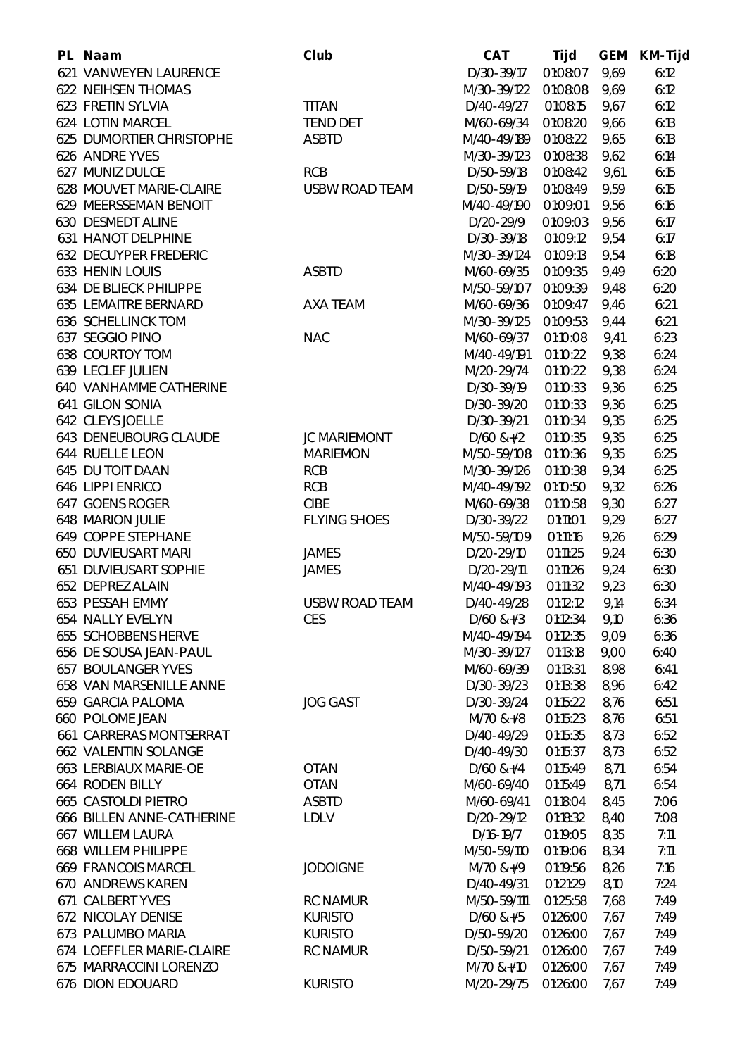| PL | Naam | Club | CAT | Tijd | GEM | KM-Tijd |
|---|---|---|---|---|---|---|
| 621 | VANWEYEN LAURENCE | | D/30-39/17 | 01:08:07 | 9,69 | 6:12 |
| 622 | NEIHSEN THOMAS | | M/30-39/122 | 01:08:08 | 9,69 | 6:12 |
| 623 | FRETIN SYLVIA | TITAN | D/40-49/27 | 01:08:15 | 9,67 | 6:12 |
| 624 | LOTIN MARCEL | TEND DET | M/60-69/34 | 01:08:20 | 9,66 | 6:13 |
| 625 | DUMORTIER CHRISTOPHE | ASBTD | M/40-49/189 | 01:08:22 | 9,65 | 6:13 |
| 626 | ANDRE YVES | | M/30-39/123 | 01:08:38 | 9,62 | 6:14 |
| 627 | MUNIZ DULCE | RCB | D/50-59/18 | 01:08:42 | 9,61 | 6:15 |
| 628 | MOUVET MARIE-CLAIRE | USBW ROAD TEAM | D/50-59/19 | 01:08:49 | 9,59 | 6:15 |
| 629 | MEERSSEMAN BENOIT | | M/40-49/190 | 01:09:01 | 9,56 | 6:16 |
| 630 | DESMEDT ALINE | | D/20-29/9 | 01:09:03 | 9,56 | 6:17 |
| 631 | HANOT DELPHINE | | D/30-39/18 | 01:09:12 | 9,54 | 6:17 |
| 632 | DECUYPER FREDERIC | | M/30-39/124 | 01:09:13 | 9,54 | 6:18 |
| 633 | HENIN LOUIS | ASBTD | M/60-69/35 | 01:09:35 | 9,49 | 6:20 |
| 634 | DE BLIECK PHILIPPE | | M/50-59/107 | 01:09:39 | 9,48 | 6:20 |
| 635 | LEMAITRE BERNARD | AXA TEAM | M/60-69/36 | 01:09:47 | 9,46 | 6:21 |
| 636 | SCHELLINCK TOM | | M/30-39/125 | 01:09:53 | 9,44 | 6:21 |
| 637 | SEGGIO PINO | NAC | M/60-69/37 | 01:10:08 | 9,41 | 6:23 |
| 638 | COURTOY TOM | | M/40-49/191 | 01:10:22 | 9,38 | 6:24 |
| 639 | LECLEF JULIEN | | M/20-29/74 | 01:10:22 | 9,38 | 6:24 |
| 640 | VANHAMME CATHERINE | | D/30-39/19 | 01:10:33 | 9,36 | 6:25 |
| 641 | GILON SONIA | | D/30-39/20 | 01:10:33 | 9,36 | 6:25 |
| 642 | CLEYS JOELLE | | D/30-39/21 | 01:10:34 | 9,35 | 6:25 |
| 643 | DENEUBOURG CLAUDE | JC MARIEMONT | D/60 &+/2 | 01:10:35 | 9,35 | 6:25 |
| 644 | RUELLE LEON | MARIEMON | M/50-59/108 | 01:10:36 | 9,35 | 6:25 |
| 645 | DU TOIT DAAN | RCB | M/30-39/126 | 01:10:38 | 9,34 | 6:25 |
| 646 | LIPPI ENRICO | RCB | M/40-49/192 | 01:10:50 | 9,32 | 6:26 |
| 647 | GOENS ROGER | CIBE | M/60-69/38 | 01:10:58 | 9,30 | 6:27 |
| 648 | MARION JULIE | FLYING SHOES | D/30-39/22 | 01:11:01 | 9,29 | 6:27 |
| 649 | COPPE STEPHANE | | M/50-59/109 | 01:11:16 | 9,26 | 6:29 |
| 650 | DUVIEUSART MARI | JAMES | D/20-29/10 | 01:11:25 | 9,24 | 6:30 |
| 651 | DUVIEUSART SOPHIE | JAMES | D/20-29/11 | 01:11:26 | 9,24 | 6:30 |
| 652 | DEPREZ ALAIN | | M/40-49/193 | 01:11:32 | 9,23 | 6:30 |
| 653 | PESSAH EMMY | USBW ROAD TEAM | D/40-49/28 | 01:12:12 | 9,14 | 6:34 |
| 654 | NALLY EVELYN | CES | D/60 &+/3 | 01:12:34 | 9,10 | 6:36 |
| 655 | SCHOBBENS HERVE | | M/40-49/194 | 01:12:35 | 9,09 | 6:36 |
| 656 | DE SOUSA JEAN-PAUL | | M/30-39/127 | 01:13:18 | 9,00 | 6:40 |
| 657 | BOULANGER YVES | | M/60-69/39 | 01:13:31 | 8,98 | 6:41 |
| 658 | VAN MARSENILLE ANNE | | D/30-39/23 | 01:13:38 | 8,96 | 6:42 |
| 659 | GARCIA PALOMA | JOG GAST | D/30-39/24 | 01:15:22 | 8,76 | 6:51 |
| 660 | POLOME JEAN | | M/70 &+/8 | 01:15:23 | 8,76 | 6:51 |
| 661 | CARRERAS MONTSERRAT | | D/40-49/29 | 01:15:35 | 8,73 | 6:52 |
| 662 | VALENTIN SOLANGE | | D/40-49/30 | 01:15:37 | 8,73 | 6:52 |
| 663 | LERBIAUX MARIE-OE | OTAN | D/60 &+/4 | 01:15:49 | 8,71 | 6:54 |
| 664 | RODEN BILLY | OTAN | M/60-69/40 | 01:15:49 | 8,71 | 6:54 |
| 665 | CASTOLDI PIETRO | ASBTD | M/60-69/41 | 01:18:04 | 8,45 | 7:06 |
| 666 | BILLEN ANNE-CATHERINE | LDLV | D/20-29/12 | 01:18:32 | 8,40 | 7:08 |
| 667 | WILLEM LAURA | | D/16-19/7 | 01:19:05 | 8,35 | 7:11 |
| 668 | WILLEM PHILIPPE | | M/50-59/110 | 01:19:06 | 8,34 | 7:11 |
| 669 | FRANCOIS MARCEL | JODOIGNE | M/70 &+/9 | 01:19:56 | 8,26 | 7:16 |
| 670 | ANDREWS KAREN | | D/40-49/31 | 01:21:29 | 8,10 | 7:24 |
| 671 | CALBERT YVES | RC NAMUR | M/50-59/111 | 01:25:58 | 7,68 | 7:49 |
| 672 | NICOLAY DENISE | KURISTO | D/60 &+/5 | 01:26:00 | 7,67 | 7:49 |
| 673 | PALUMBO MARIA | KURISTO | D/50-59/20 | 01:26:00 | 7,67 | 7:49 |
| 674 | LOEFFLER MARIE-CLAIRE | RC NAMUR | D/50-59/21 | 01:26:00 | 7,67 | 7:49 |
| 675 | MARRACCINI LORENZO | | M/70 &+/10 | 01:26:00 | 7,67 | 7:49 |
| 676 | DION EDOUARD | KURISTO | M/20-29/75 | 01:26:00 | 7,67 | 7:49 |